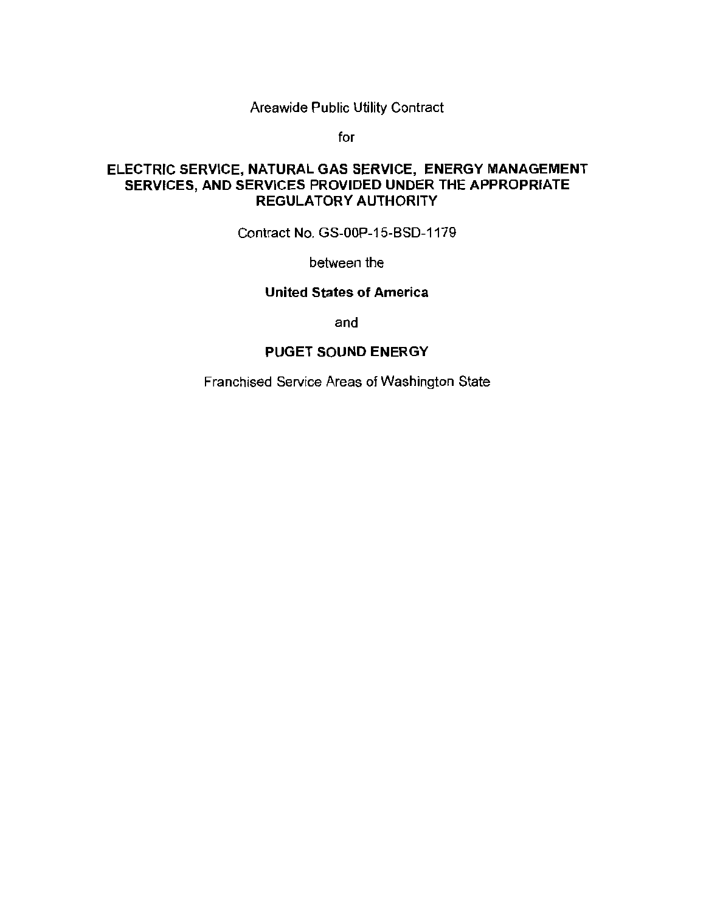Areawide Public Utility Contract

for

**ELECTRIC SERVICE, NATURAL GAS SERVICE, ENERGY MANAGEMENT SERVICES, AND SERVICES PROVIDED UNDER THE APPROPRIATE REGULATORY AUTHORITY**

Contract No. GS-00P-15-BSD-1179

between the

**United States of America**

and

**PUGET SOUND ENERGY**

Franchised Service Areas of Washington State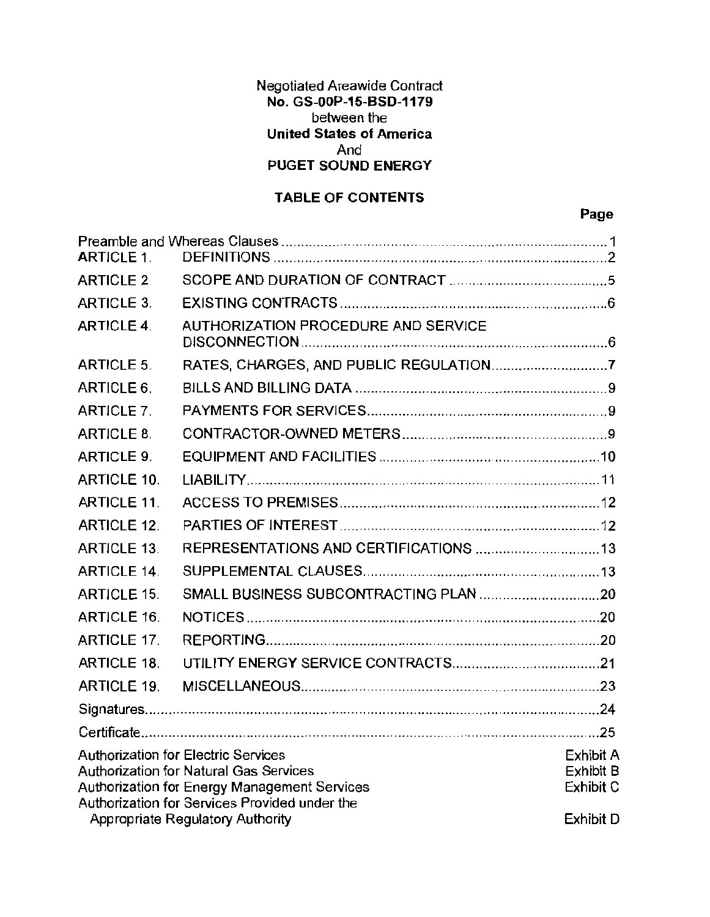Negotiated Areawide Contract
**No. GS-00P-15-BSD-1179**
between the
**United States of America**
And
**PUGET SOUND ENERGY**

**TABLE OF CONTENTS**

| | | **Page** |
|---|---|---|
| Preamble and Whereas Clauses | | 1 |
| ARTICLE 1. | DEFINITIONS | 2 |
| ARTICLE 2. | SCOPE AND DURATION OF CONTRACT | 5 |
| ARTICLE 3. | EXISTING CONTRACTS | 6 |
| ARTICLE 4. | AUTHORIZATION PROCEDURE AND SERVICE DISCONNECTION | 6 |
| ARTICLE 5. | RATES, CHARGES, AND PUBLIC REGULATION | 7 |
| ARTICLE 6. | BILLS AND BILLING DATA | 9 |
| ARTICLE 7. | PAYMENTS FOR SERVICES | 9 |
| ARTICLE 8. | CONTRACTOR-OWNED METERS | 9 |
| ARTICLE 9. | EQUIPMENT AND FACILITIES | 10 |
| ARTICLE 10. | LIABILITY | 11 |
| ARTICLE 11. | ACCESS TO PREMISES | 12 |
| ARTICLE 12. | PARTIES OF INTEREST | 12 |
| ARTICLE 13. | REPRESENTATIONS AND CERTIFICATIONS | 13 |
| ARTICLE 14. | SUPPLEMENTAL CLAUSES | 13 |
| ARTICLE 15. | SMALL BUSINESS SUBCONTRACTING PLAN | 20 |
| ARTICLE 16. | NOTICES | 20 |
| ARTICLE 17. | REPORTING | 20 |
| ARTICLE 18. | UTILITY ENERGY SERVICE CONTRACTS | 21 |
| ARTICLE 19. | MISCELLANEOUS | 23 |
| Signatures | | 24 |
| Certificate | | 25 |
| Authorization for Electric Services | | Exhibit A |
| Authorization for Natural Gas Services | | Exhibit B |
| Authorization for Energy Management Services | | Exhibit C |
| Authorization for Services Provided under the Appropriate Regulatory Authority | | Exhibit D |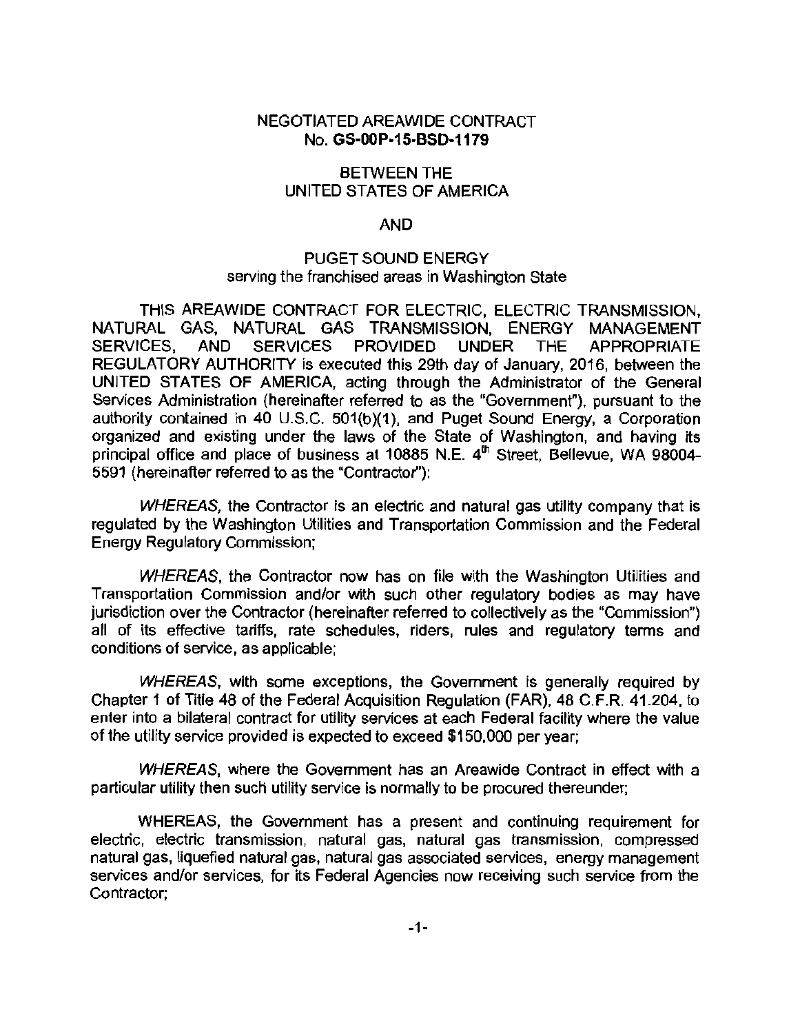NEGOTIATED AREAWIDE CONTRACT
No. **GS-00P-15-BSD-1179**

BETWEEN THE
UNITED STATES OF AMERICA

AND

PUGET SOUND ENERGY
serving the franchised areas in Washington State

THIS AREAWIDE CONTRACT FOR ELECTRIC, ELECTRIC TRANSMISSION, NATURAL GAS, NATURAL GAS TRANSMISSION, ENERGY MANAGEMENT SERVICES, AND SERVICES PROVIDED UNDER THE APPROPRIATE REGULATORY AUTHORITY is executed this 29th day of January, 2016, between the UNITED STATES OF AMERICA, acting through the Administrator of the General Services Administration (hereinafter referred to as the "Government"), pursuant to the authority contained in 40 U.S.C. 501(b)(1), and Puget Sound Energy, a Corporation organized and existing under the laws of the State of Washington, and having its principal office and place of business at 10885 N.E. 4th Street, Bellevue, WA 98004-5591 (hereinafter referred to as the "Contractor"):

*WHEREAS,* the Contractor is an electric and natural gas utility company that is regulated by the Washington Utilities and Transportation Commission and the Federal Energy Regulatory Commission;

*WHEREAS,* the Contractor now has on file with the Washington Utilities and Transportation Commission and/or with such other regulatory bodies as may have jurisdiction over the Contractor (hereinafter referred to collectively as the "Commission") all of its effective tariffs, rate schedules, riders, rules and regulatory terms and conditions of service, as applicable;

*WHEREAS,* with some exceptions, the Government is generally required by Chapter 1 of Title 48 of the Federal Acquisition Regulation (FAR), 48 C.F.R. 41.204, to enter into a bilateral contract for utility services at each Federal facility where the value of the utility service provided is expected to exceed $150,000 per year;

*WHEREAS,* where the Government has an Areawide Contract in effect with a particular utility then such utility service is normally to be procured thereunder;

WHEREAS, the Government has a present and continuing requirement for electric, electric transmission, natural gas, natural gas transmission, compressed natural gas, liquefied natural gas, natural gas associated services, energy management services and/or services, for its Federal Agencies now receiving such service from the Contractor;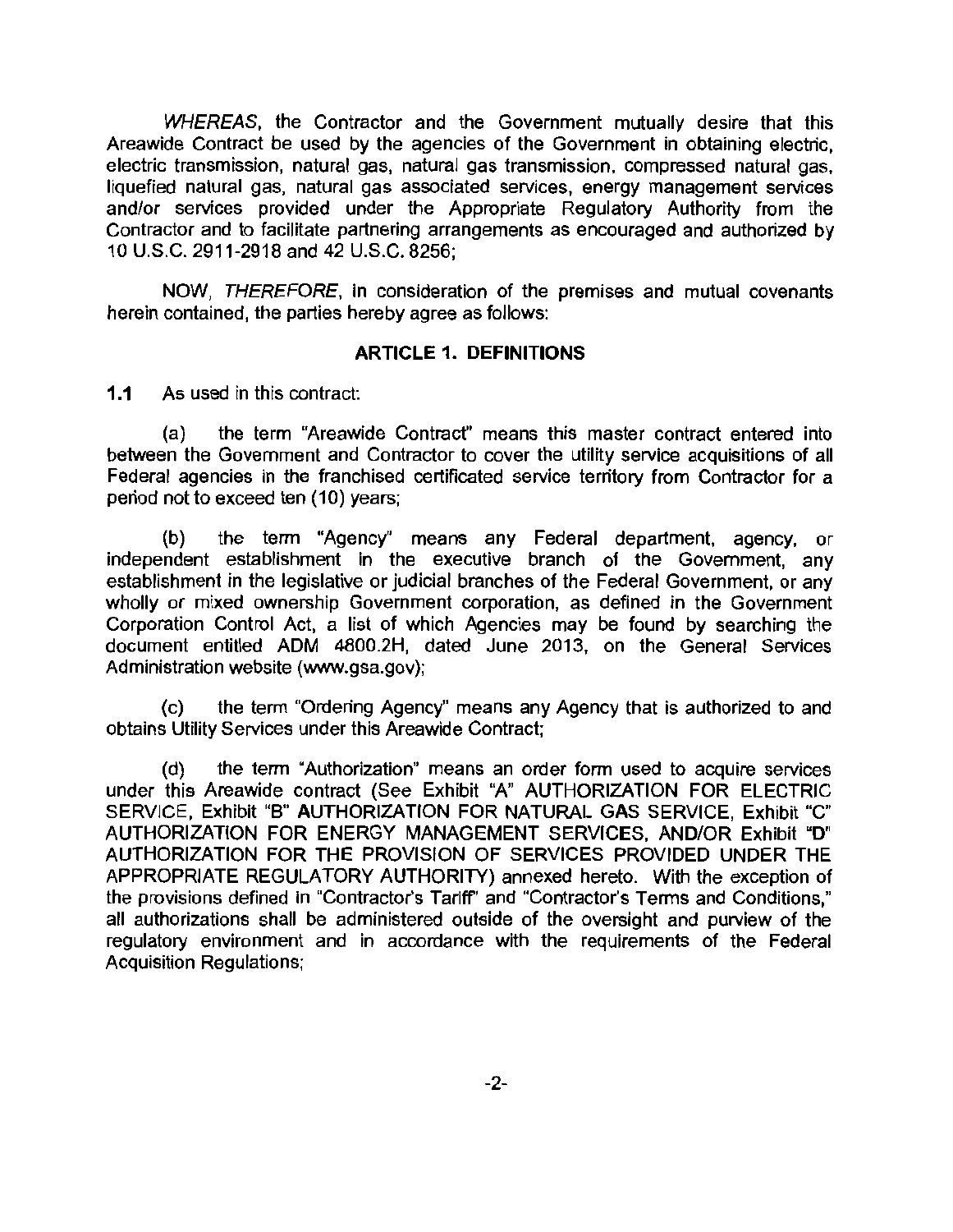*WHEREAS*, the Contractor and the Government mutually desire that this Areawide Contract be used by the agencies of the Government in obtaining electric, electric transmission, natural gas, natural gas transmission, compressed natural gas, liquefied natural gas, natural gas associated services, energy management services and/or services provided under the Appropriate Regulatory Authority from the Contractor and to facilitate partnering arrangements as encouraged and authorized by 10 U.S.C. 2911-2918 and 42 U.S.C. 8256;

NOW, *THEREFORE*, in consideration of the premises and mutual covenants herein contained, the parties hereby agree as follows:

## ARTICLE 1. DEFINITIONS

**1.1** As used in this contract:

(a) the term "Areawide Contract" means this master contract entered into between the Government and Contractor to cover the utility service acquisitions of all Federal agencies in the franchised certificated service territory from Contractor for a period not to exceed ten (10) years;

(b) the term "Agency" means any Federal department, agency, or independent establishment in the executive branch of the Government, any establishment in the legislative or judicial branches of the Federal Government, or any wholly or mixed ownership Government corporation, as defined in the Government Corporation Control Act, a list of which Agencies may be found by searching the document entitled ADM 4800.2H, dated June 2013, on the General Services Administration website (www.gsa.gov);

(c) the term "Ordering Agency" means any Agency that is authorized to and obtains Utility Services under this Areawide Contract;

(d) the term "Authorization" means an order form used to acquire services under this Areawide contract (See Exhibit "A" AUTHORIZATION FOR ELECTRIC SERVICE, Exhibit "B" AUTHORIZATION FOR NATURAL GAS SERVICE, Exhibit "C" AUTHORIZATION FOR ENERGY MANAGEMENT SERVICES, AND/OR Exhibit "D" AUTHORIZATION FOR THE PROVISION OF SERVICES PROVIDED UNDER THE APPROPRIATE REGULATORY AUTHORITY) annexed hereto. With the exception of the provisions defined in "Contractor's Tariff" and "Contractor's Terms and Conditions," all authorizations shall be administered outside of the oversight and purview of the regulatory environment and in accordance with the requirements of the Federal Acquisition Regulations;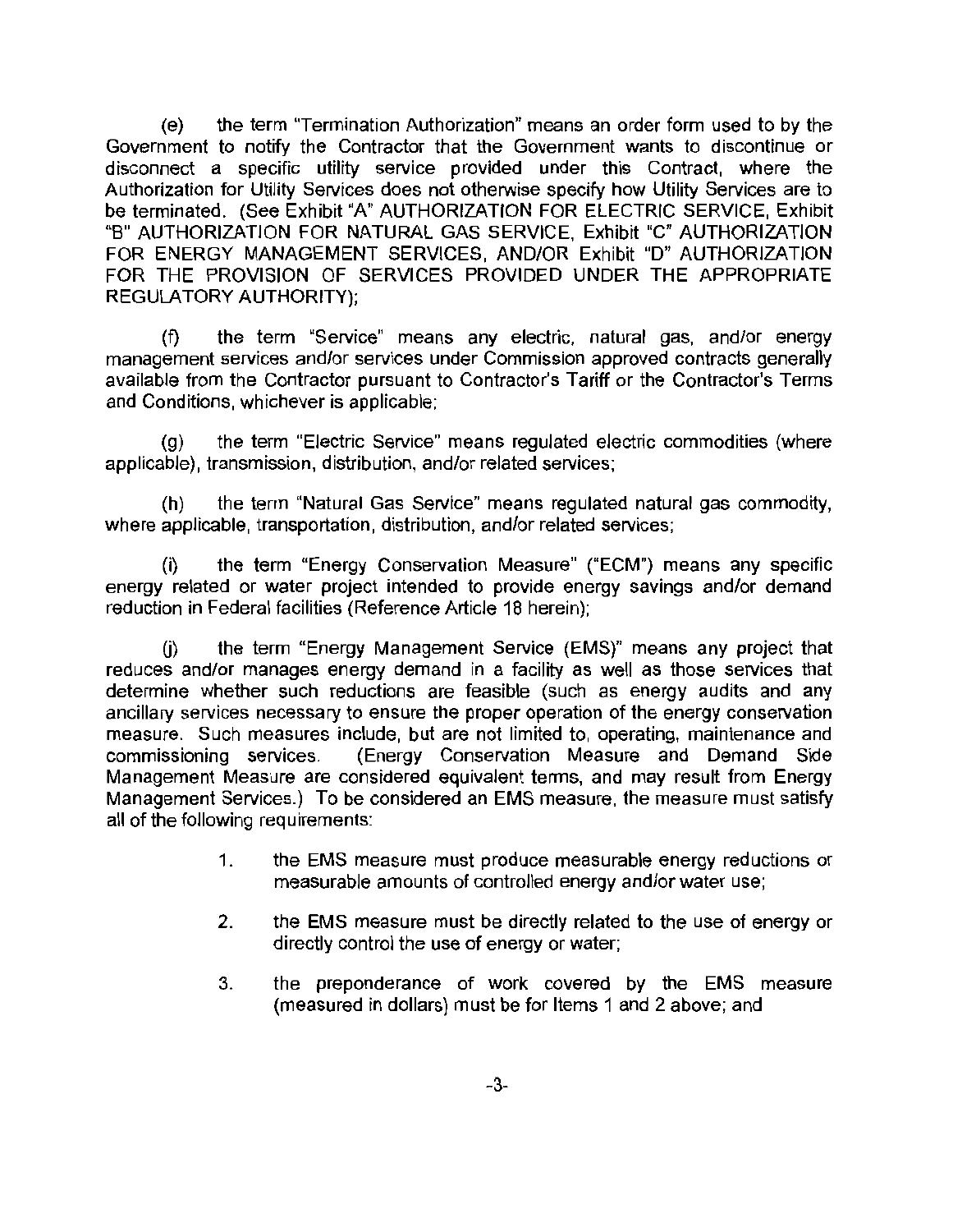(e) the term "Termination Authorization" means an order form used to by the Government to notify the Contractor that the Government wants to discontinue or disconnect a specific utility service provided under this Contract, where the Authorization for Utility Services does not otherwise specify how Utility Services are to be terminated. (See Exhibit "A" AUTHORIZATION FOR ELECTRIC SERVICE, Exhibit "B" AUTHORIZATION FOR NATURAL GAS SERVICE, Exhibit "C" AUTHORIZATION FOR ENERGY MANAGEMENT SERVICES, AND/OR Exhibit "D" AUTHORIZATION FOR THE PROVISION OF SERVICES PROVIDED UNDER THE APPROPRIATE REGULATORY AUTHORITY);

(f) the term "Service" means any electric, natural gas, and/or energy management services and/or services under Commission approved contracts generally available from the Contractor pursuant to Contractor's Tariff or the Contractor's Terms and Conditions, whichever is applicable;

(g) the term "Electric Service" means regulated electric commodities (where applicable), transmission, distribution, and/or related services;

(h) the term "Natural Gas Service" means regulated natural gas commodity, where applicable, transportation, distribution, and/or related services;

(i) the term "Energy Conservation Measure" ("ECM") means any specific energy related or water project intended to provide energy savings and/or demand reduction in Federal facilities (Reference Article 18 herein);

(j) the term "Energy Management Service (EMS)" means any project that reduces and/or manages energy demand in a facility as well as those services that determine whether such reductions are feasible (such as energy audits and any ancillary services necessary to ensure the proper operation of the energy conservation measure. Such measures include, but are not limited to, operating, maintenance and commissioning services. (Energy Conservation Measure and Demand Side Management Measure are considered equivalent terms, and may result from Energy Management Services.) To be considered an EMS measure, the measure must satisfy all of the following requirements:

1. the EMS measure must produce measurable energy reductions or measurable amounts of controlled energy and/or water use;
2. the EMS measure must be directly related to the use of energy or directly control the use of energy or water;
3. the preponderance of work covered by the EMS measure (measured in dollars) must be for Items 1 and 2 above; and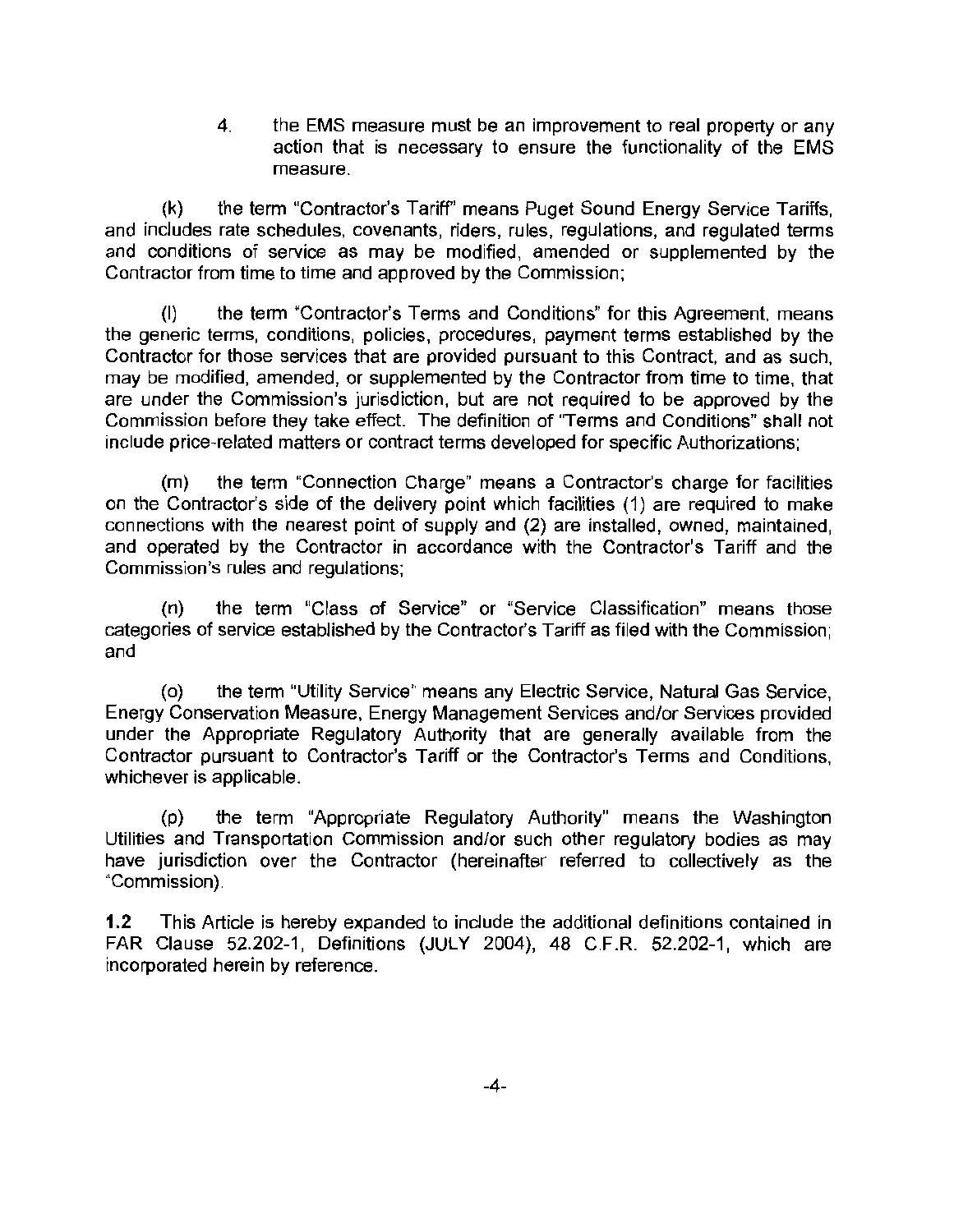4. the EMS measure must be an improvement to real property or any action that is necessary to ensure the functionality of the EMS measure.

(k) the term "Contractor's Tariff" means Puget Sound Energy Service Tariffs, and includes rate schedules, covenants, riders, rules, regulations, and regulated terms and conditions of service as may be modified, amended or supplemented by the Contractor from time to time and approved by the Commission;

(l) the term "Contractor's Terms and Conditions" for this Agreement, means the generic terms, conditions, policies, procedures, payment terms established by the Contractor for those services that are provided pursuant to this Contract, and as such, may be modified, amended, or supplemented by the Contractor from time to time, that are under the Commission's jurisdiction, but are not required to be approved by the Commission before they take effect. The definition of "Terms and Conditions" shall not include price-related matters or contract terms developed for specific Authorizations;

(m) the term "Connection Charge" means a Contractor's charge for facilities on the Contractor's side of the delivery point which facilities (1) are required to make connections with the nearest point of supply and (2) are installed, owned, maintained, and operated by the Contractor in accordance with the Contractor's Tariff and the Commission's rules and regulations;

(n) the term "Class of Service" or "Service Classification" means those categories of service established by the Contractor's Tariff as filed with the Commission; and

(o) the term "Utility Service" means any Electric Service, Natural Gas Service, Energy Conservation Measure, Energy Management Services and/or Services provided under the Appropriate Regulatory Authority that are generally available from the Contractor pursuant to Contractor's Tariff or the Contractor's Terms and Conditions, whichever is applicable.

(p) the term "Appropriate Regulatory Authority" means the Washington Utilities and Transportation Commission and/or such other regulatory bodies as may have jurisdiction over the Contractor (hereinafter referred to collectively as the "Commission).

**1.2** This Article is hereby expanded to include the additional definitions contained in FAR Clause 52.202-1, Definitions (JULY 2004), 48 C.F.R. 52.202-1, which are incorporated herein by reference.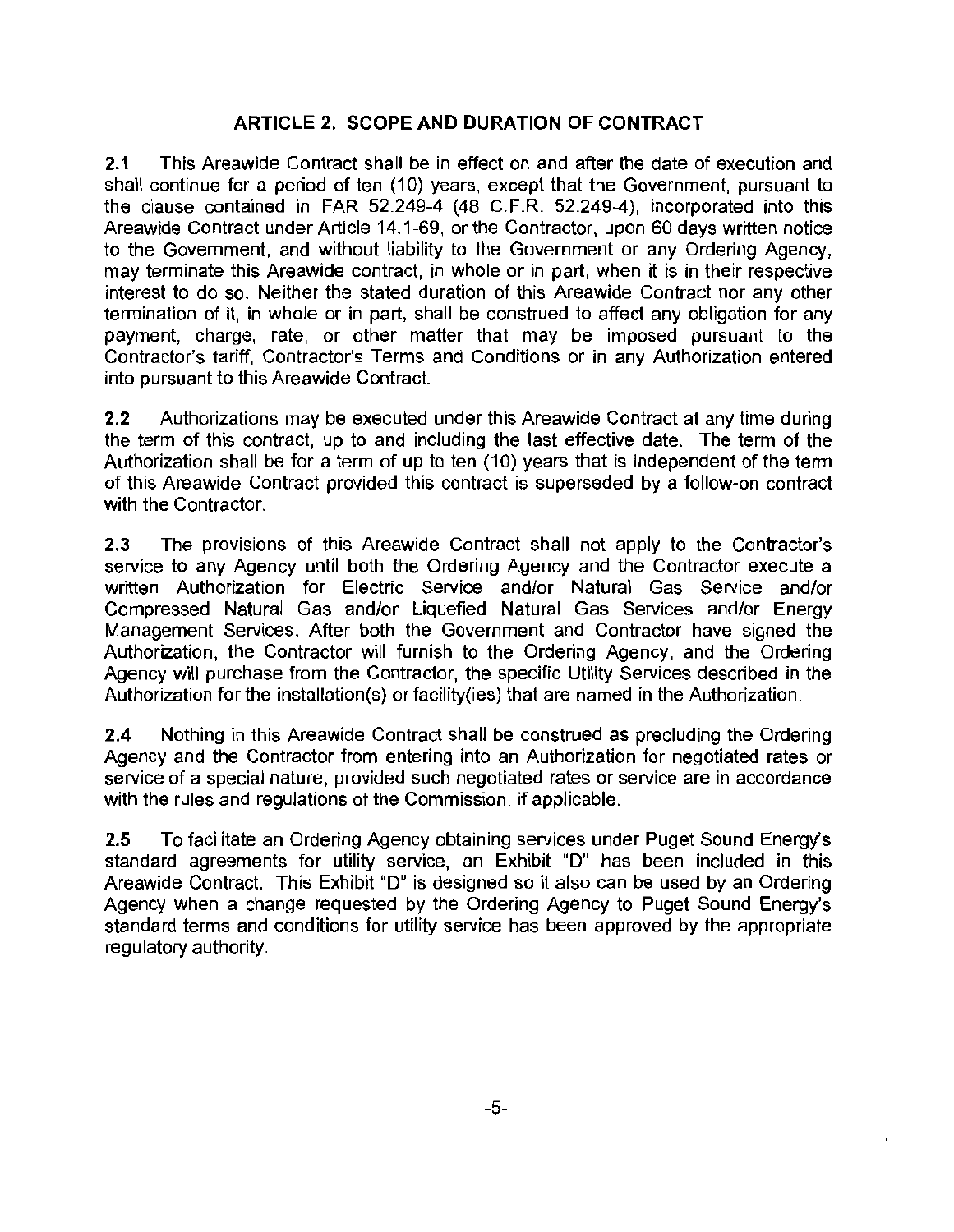## ARTICLE 2. SCOPE AND DURATION OF CONTRACT

**2.1** This Areawide Contract shall be in effect on and after the date of execution and shall continue for a period of ten (10) years, except that the Government, pursuant to the clause contained in FAR 52.249-4 (48 C.F.R. 52.249-4), incorporated into this Areawide Contract under Article 14.1-69, or the Contractor, upon 60 days written notice to the Government, and without liability to the Government or any Ordering Agency, may terminate this Areawide contract, in whole or in part, when it is in their respective interest to do so. Neither the stated duration of this Areawide Contract nor any other termination of it, in whole or in part, shall be construed to affect any obligation for any payment, charge, rate, or other matter that may be imposed pursuant to the Contractor's tariff, Contractor's Terms and Conditions or in any Authorization entered into pursuant to this Areawide Contract.

**2.2** Authorizations may be executed under this Areawide Contract at any time during the term of this contract, up to and including the last effective date. The term of the Authorization shall be for a term of up to ten (10) years that is independent of the term of this Areawide Contract provided this contract is superseded by a follow-on contract with the Contractor.

**2.3** The provisions of this Areawide Contract shall not apply to the Contractor's service to any Agency until both the Ordering Agency and the Contractor execute a written Authorization for Electric Service and/or Natural Gas Service and/or Compressed Natural Gas and/or Liquefied Natural Gas Services and/or Energy Management Services. After both the Government and Contractor have signed the Authorization, the Contractor will furnish to the Ordering Agency, and the Ordering Agency will purchase from the Contractor, the specific Utility Services described in the Authorization for the installation(s) or facility(ies) that are named in the Authorization.

**2.4** Nothing in this Areawide Contract shall be construed as precluding the Ordering Agency and the Contractor from entering into an Authorization for negotiated rates or service of a special nature, provided such negotiated rates or service are in accordance with the rules and regulations of the Commission, if applicable.

**2.5** To facilitate an Ordering Agency obtaining services under Puget Sound Energy's standard agreements for utility service, an Exhibit "D" has been included in this Areawide Contract. This Exhibit "D" is designed so it also can be used by an Ordering Agency when a change requested by the Ordering Agency to Puget Sound Energy's standard terms and conditions for utility service has been approved by the appropriate regulatory authority.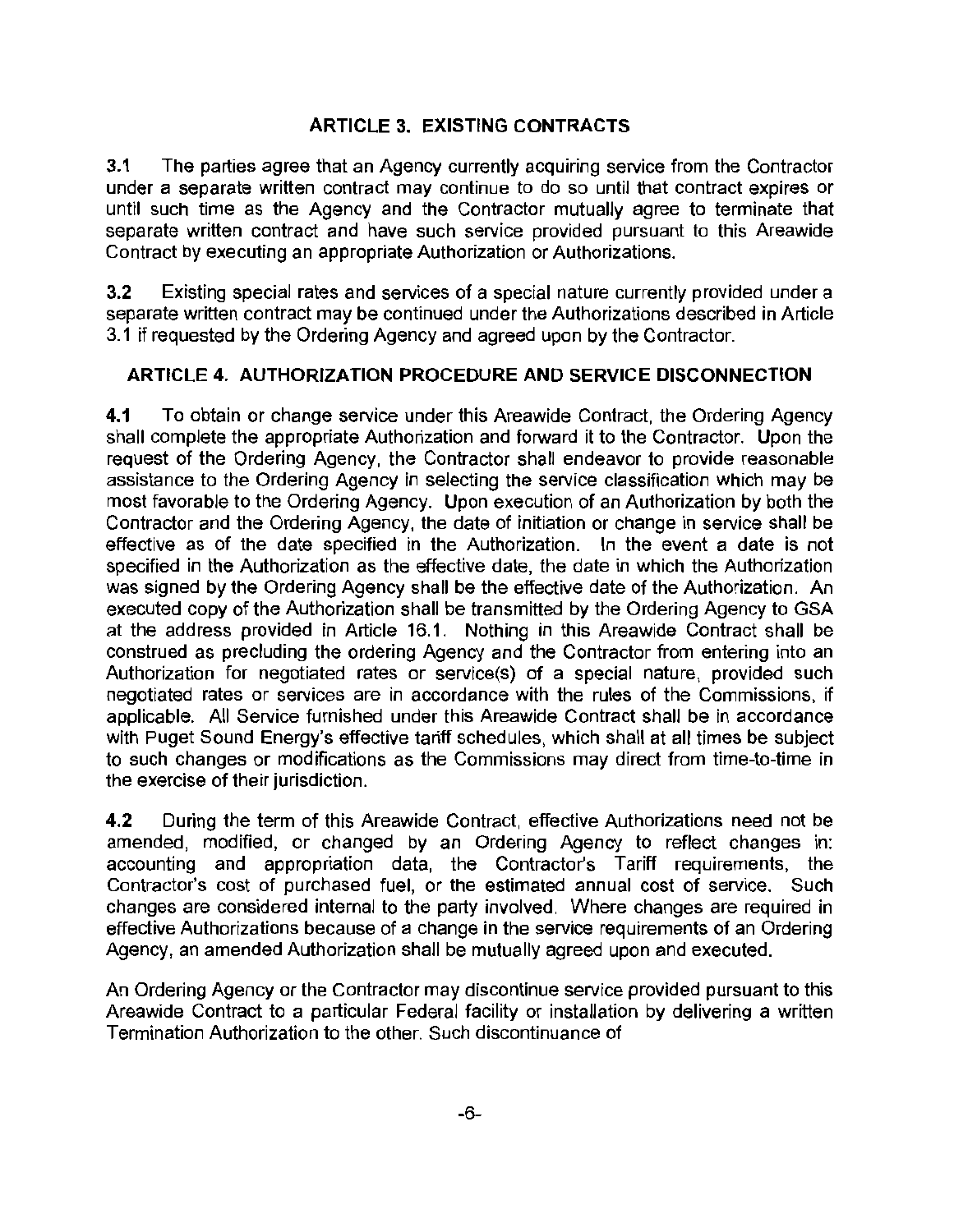## ARTICLE 3. EXISTING CONTRACTS

**3.1** The parties agree that an Agency currently acquiring service from the Contractor under a separate written contract may continue to do so until that contract expires or until such time as the Agency and the Contractor mutually agree to terminate that separate written contract and have such service provided pursuant to this Areawide Contract by executing an appropriate Authorization or Authorizations.

**3.2** Existing special rates and services of a special nature currently provided under a separate written contract may be continued under the Authorizations described in Article 3.1 if requested by the Ordering Agency and agreed upon by the Contractor.

## ARTICLE 4. AUTHORIZATION PROCEDURE AND SERVICE DISCONNECTION

**4.1** To obtain or change service under this Areawide Contract, the Ordering Agency shall complete the appropriate Authorization and forward it to the Contractor. Upon the request of the Ordering Agency, the Contractor shall endeavor to provide reasonable assistance to the Ordering Agency in selecting the service classification which may be most favorable to the Ordering Agency. Upon execution of an Authorization by both the Contractor and the Ordering Agency, the date of initiation or change in service shall be effective as of the date specified in the Authorization. In the event a date is not specified in the Authorization as the effective date, the date in which the Authorization was signed by the Ordering Agency shall be the effective date of the Authorization. An executed copy of the Authorization shall be transmitted by the Ordering Agency to GSA at the address provided in Article 16.1. Nothing in this Areawide Contract shall be construed as precluding the ordering Agency and the Contractor from entering into an Authorization for negotiated rates or service(s) of a special nature, provided such negotiated rates or services are in accordance with the rules of the Commissions, if applicable. All Service furnished under this Areawide Contract shall be in accordance with Puget Sound Energy's effective tariff schedules, which shall at all times be subject to such changes or modifications as the Commissions may direct from time-to-time in the exercise of their jurisdiction.

**4.2** During the term of this Areawide Contract, effective Authorizations need not be amended, modified, or changed by an Ordering Agency to reflect changes in: accounting and appropriation data, the Contractor's Tariff requirements, the Contractor's cost of purchased fuel, or the estimated annual cost of service. Such changes are considered internal to the party involved. Where changes are required in effective Authorizations because of a change in the service requirements of an Ordering Agency, an amended Authorization shall be mutually agreed upon and executed.

An Ordering Agency or the Contractor may discontinue service provided pursuant to this Areawide Contract to a particular Federal facility or installation by delivering a written Termination Authorization to the other. Such discontinuance of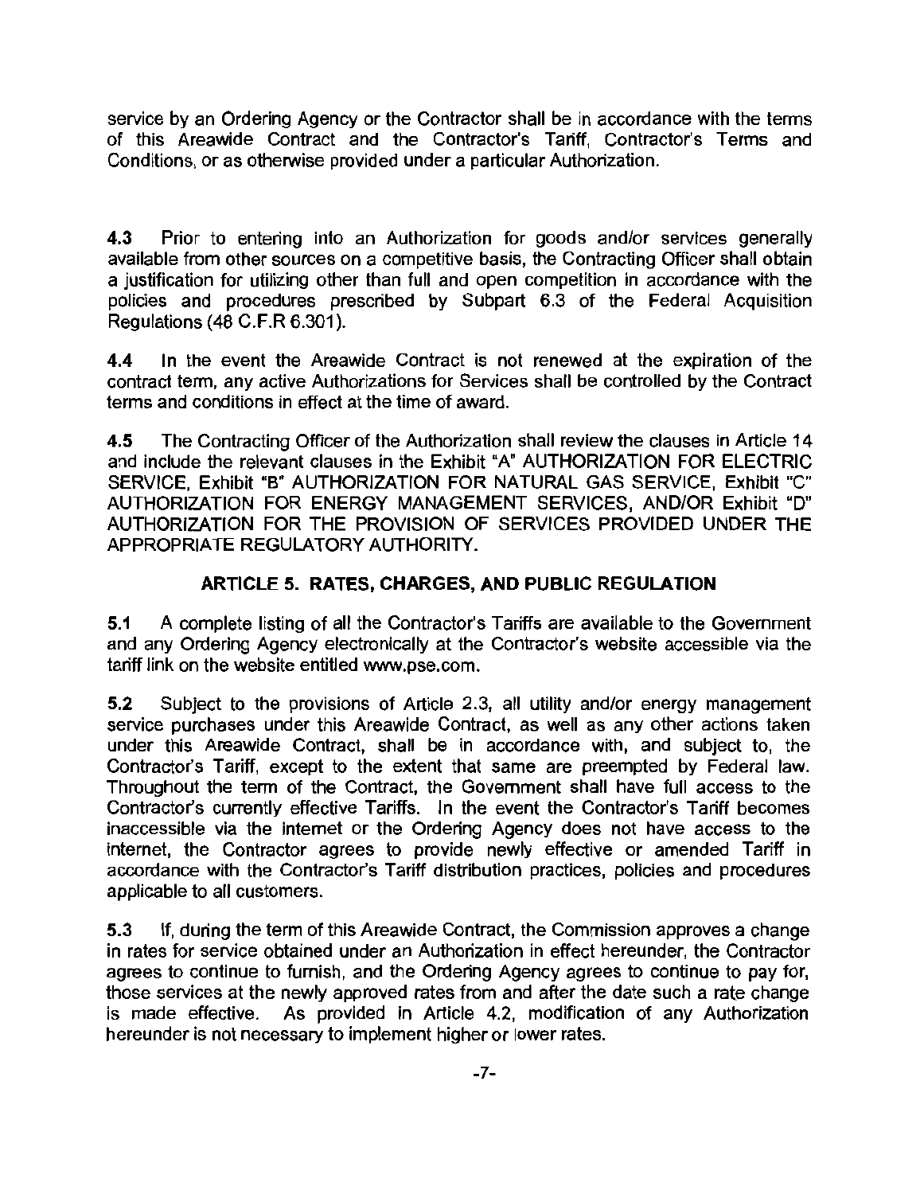service by an Ordering Agency or the Contractor shall be in accordance with the terms of this Areawide Contract and the Contractor's Tariff, Contractor's Terms and Conditions, or as otherwise provided under a particular Authorization.

**4.3** Prior to entering into an Authorization for goods and/or services generally available from other sources on a competitive basis, the Contracting Officer shall obtain a justification for utilizing other than full and open competition in accordance with the policies and procedures prescribed by Subpart 6.3 of the Federal Acquisition Regulations (48 C.F.R 6.301).

**4.4** In the event the Areawide Contract is not renewed at the expiration of the contract term, any active Authorizations for Services shall be controlled by the Contract terms and conditions in effect at the time of award.

**4.5** The Contracting Officer of the Authorization shall review the clauses in Article 14 and include the relevant clauses in the Exhibit "A" AUTHORIZATION FOR ELECTRIC SERVICE, Exhibit "B" AUTHORIZATION FOR NATURAL GAS SERVICE, Exhibit "C" AUTHORIZATION FOR ENERGY MANAGEMENT SERVICES, AND/OR Exhibit "D" AUTHORIZATION FOR THE PROVISION OF SERVICES PROVIDED UNDER THE APPROPRIATE REGULATORY AUTHORITY.

## ARTICLE 5. RATES, CHARGES, AND PUBLIC REGULATION

**5.1** A complete listing of all the Contractor's Tariffs are available to the Government and any Ordering Agency electronically at the Contractor's website accessible via the tariff link on the website entitled www.pse.com.

**5.2** Subject to the provisions of Article 2.3, all utility and/or energy management service purchases under this Areawide Contract, as well as any other actions taken under this Areawide Contract, shall be in accordance with, and subject to, the Contractor's Tariff, except to the extent that same are preempted by Federal law. Throughout the term of the Contract, the Government shall have full access to the Contractor's currently effective Tariffs. In the event the Contractor's Tariff becomes inaccessible via the internet or the Ordering Agency does not have access to the internet, the Contractor agrees to provide newly effective or amended Tariff in accordance with the Contractor's Tariff distribution practices, policies and procedures applicable to all customers.

**5.3** If, during the term of this Areawide Contract, the Commission approves a change in rates for service obtained under an Authorization in effect hereunder, the Contractor agrees to continue to furnish, and the Ordering Agency agrees to continue to pay for, those services at the newly approved rates from and after the date such a rate change is made effective. As provided in Article 4.2, modification of any Authorization hereunder is not necessary to implement higher or lower rates.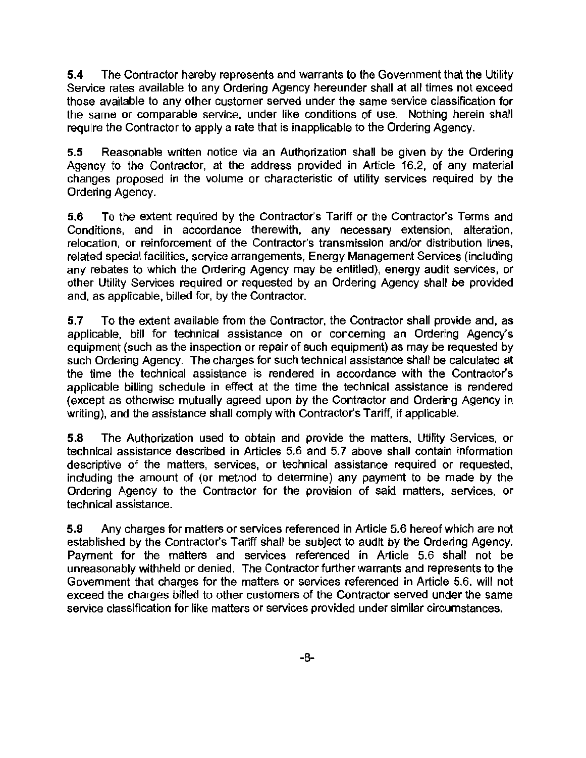**5.4** The Contractor hereby represents and warrants to the Government that the Utility Service rates available to any Ordering Agency hereunder shall at all times not exceed those available to any other customer served under the same service classification for the same or comparable service, under like conditions of use. Nothing herein shall require the Contractor to apply a rate that is inapplicable to the Ordering Agency.

**5.5** Reasonable written notice via an Authorization shall be given by the Ordering Agency to the Contractor, at the address provided in Article 16.2, of any material changes proposed in the volume or characteristic of utility services required by the Ordering Agency.

**5.6** To the extent required by the Contractor's Tariff or the Contractor's Terms and Conditions, and in accordance therewith, any necessary extension, alteration, relocation, or reinforcement of the Contractor's transmission and/or distribution lines, related special facilities, service arrangements, Energy Management Services (including any rebates to which the Ordering Agency may be entitled), energy audit services, or other Utility Services required or requested by an Ordering Agency shall be provided and, as applicable, billed for, by the Contractor.

**5.7** To the extent available from the Contractor, the Contractor shall provide and, as applicable, bill for technical assistance on or concerning an Ordering Agency's equipment (such as the inspection or repair of such equipment) as may be requested by such Ordering Agency. The charges for such technical assistance shall be calculated at the time the technical assistance is rendered in accordance with the Contractor's applicable billing schedule in effect at the time the technical assistance is rendered (except as otherwise mutually agreed upon by the Contractor and Ordering Agency in writing), and the assistance shall comply with Contractor's Tariff, if applicable.

**5.8** The Authorization used to obtain and provide the matters, Utility Services, or technical assistance described in Articles 5.6 and 5.7 above shall contain information descriptive of the matters, services, or technical assistance required or requested, including the amount of (or method to determine) any payment to be made by the Ordering Agency to the Contractor for the provision of said matters, services, or technical assistance.

**5.9** Any charges for matters or services referenced in Article 5.6 hereof which are not established by the Contractor's Tariff shall be subject to audit by the Ordering Agency. Payment for the matters and services referenced in Article 5.6 shall not be unreasonably withheld or denied. The Contractor further warrants and represents to the Government that charges for the matters or services referenced in Article 5.6. will not exceed the charges billed to other customers of the Contractor served under the same service classification for like matters or services provided under similar circumstances.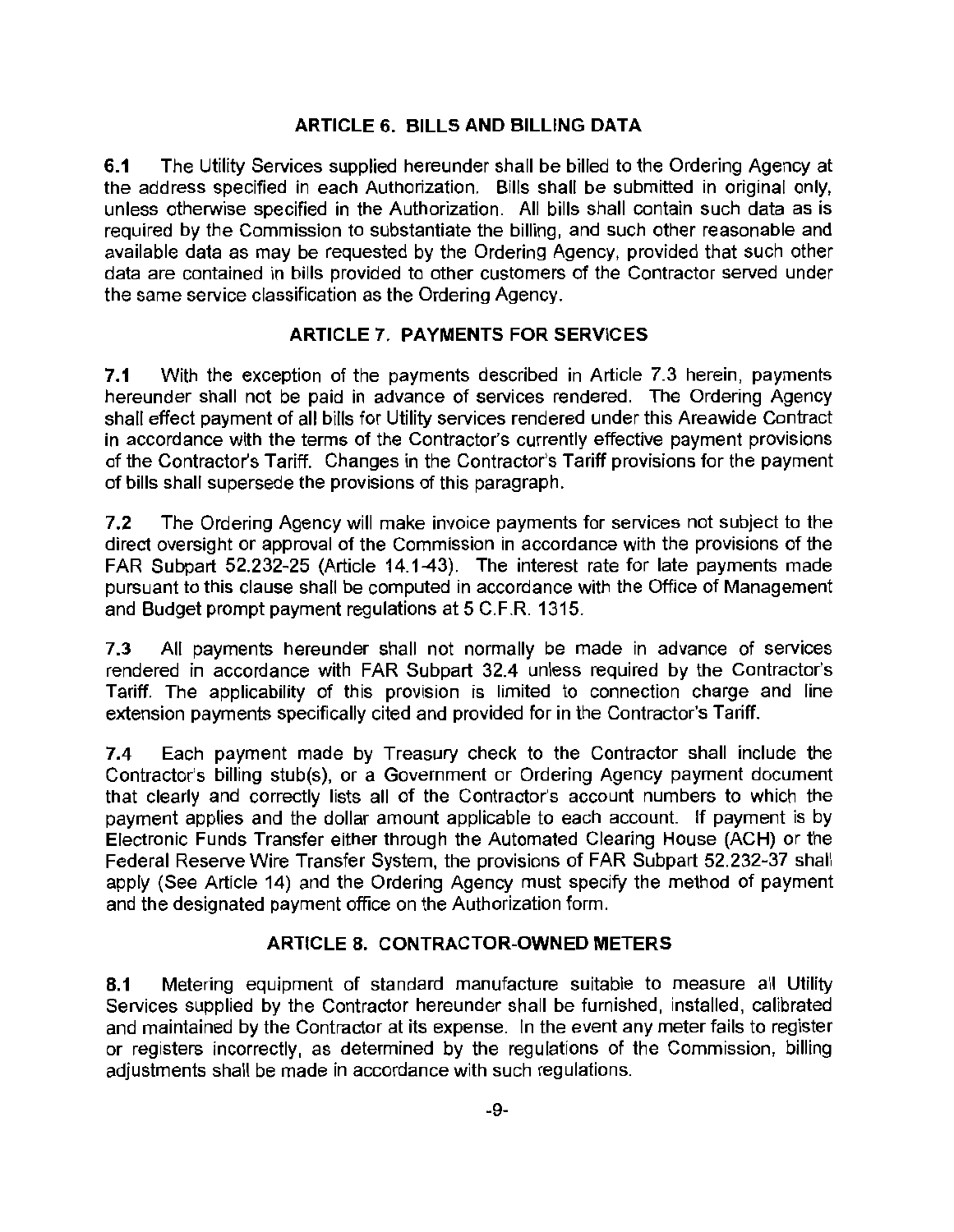## ARTICLE 6. BILLS AND BILLING DATA

**6.1** The Utility Services supplied hereunder shall be billed to the Ordering Agency at the address specified in each Authorization. Bills shall be submitted in original only, unless otherwise specified in the Authorization. All bills shall contain such data as is required by the Commission to substantiate the billing, and such other reasonable and available data as may be requested by the Ordering Agency, provided that such other data are contained in bills provided to other customers of the Contractor served under the same service classification as the Ordering Agency.

## ARTICLE 7. PAYMENTS FOR SERVICES

**7.1** With the exception of the payments described in Article 7.3 herein, payments hereunder shall not be paid in advance of services rendered. The Ordering Agency shall effect payment of all bills for Utility services rendered under this Areawide Contract in accordance with the terms of the Contractor's currently effective payment provisions of the Contractor's Tariff. Changes in the Contractor's Tariff provisions for the payment of bills shall supersede the provisions of this paragraph.

**7.2** The Ordering Agency will make invoice payments for services not subject to the direct oversight or approval of the Commission in accordance with the provisions of the FAR Subpart 52.232-25 (Article 14.1-43). The interest rate for late payments made pursuant to this clause shall be computed in accordance with the Office of Management and Budget prompt payment regulations at 5 C.F.R. 1315.

**7.3** All payments hereunder shall not normally be made in advance of services rendered in accordance with FAR Subpart 32.4 unless required by the Contractor's Tariff. The applicability of this provision is limited to connection charge and line extension payments specifically cited and provided for in the Contractor's Tariff.

**7.4** Each payment made by Treasury check to the Contractor shall include the Contractor's billing stub(s), or a Government or Ordering Agency payment document that clearly and correctly lists all of the Contractor's account numbers to which the payment applies and the dollar amount applicable to each account. If payment is by Electronic Funds Transfer either through the Automated Clearing House (ACH) or the Federal Reserve Wire Transfer System, the provisions of FAR Subpart 52.232-37 shall apply (See Article 14) and the Ordering Agency must specify the method of payment and the designated payment office on the Authorization form.

## ARTICLE 8. CONTRACTOR-OWNED METERS

**8.1** Metering equipment of standard manufacture suitable to measure all Utility Services supplied by the Contractor hereunder shall be furnished, installed, calibrated and maintained by the Contractor at its expense. In the event any meter fails to register or registers incorrectly, as determined by the regulations of the Commission, billing adjustments shall be made in accordance with such regulations.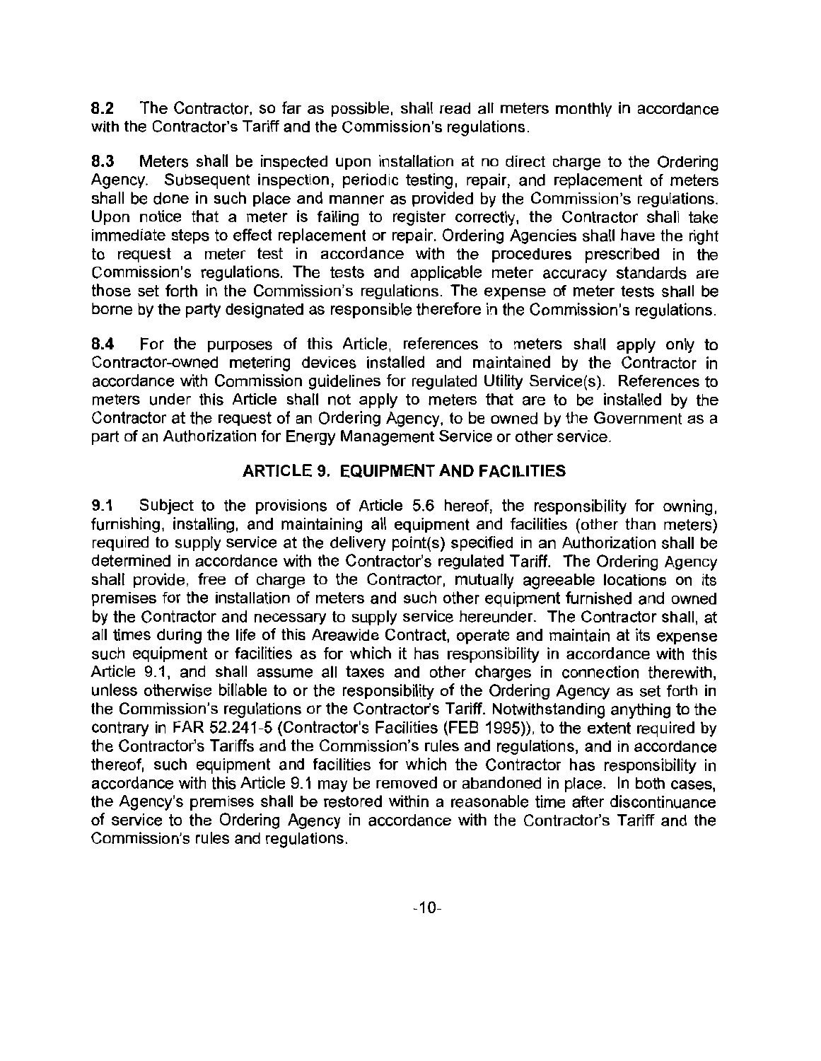**8.2** The Contractor, so far as possible, shall read all meters monthly in accordance with the Contractor's Tariff and the Commission's regulations.

**8.3** Meters shall be inspected upon installation at no direct charge to the Ordering Agency. Subsequent inspection, periodic testing, repair, and replacement of meters shall be done in such place and manner as provided by the Commission's regulations. Upon notice that a meter is failing to register correctly, the Contractor shall take immediate steps to effect replacement or repair. Ordering Agencies shall have the right to request a meter test in accordance with the procedures prescribed in the Commission's regulations. The tests and applicable meter accuracy standards are those set forth in the Commission's regulations. The expense of meter tests shall be borne by the party designated as responsible therefore in the Commission's regulations.

**8.4** For the purposes of this Article, references to meters shall apply only to Contractor-owned metering devices installed and maintained by the Contractor in accordance with Commission guidelines for regulated Utility Service(s). References to meters under this Article shall not apply to meters that are to be installed by the Contractor at the request of an Ordering Agency, to be owned by the Government as a part of an Authorization for Energy Management Service or other service.

## ARTICLE 9. EQUIPMENT AND FACILITIES

**9.1** Subject to the provisions of Article 5.6 hereof, the responsibility for owning, furnishing, installing, and maintaining all equipment and facilities (other than meters) required to supply service at the delivery point(s) specified in an Authorization shall be determined in accordance with the Contractor's regulated Tariff. The Ordering Agency shall provide, free of charge to the Contractor, mutually agreeable locations on its premises for the installation of meters and such other equipment furnished and owned by the Contractor and necessary to supply service hereunder. The Contractor shall, at all times during the life of this Areawide Contract, operate and maintain at its expense such equipment or facilities as for which it has responsibility in accordance with this Article 9.1, and shall assume all taxes and other charges in connection therewith, unless otherwise billable to or the responsibility of the Ordering Agency as set forth in the Commission's regulations or the Contractor's Tariff. Notwithstanding anything to the contrary in FAR 52.241-5 (Contractor's Facilities (FEB 1995)), to the extent required by the Contractor's Tariffs and the Commission's rules and regulations, and in accordance thereof, such equipment and facilities for which the Contractor has responsibility in accordance with this Article 9.1 may be removed or abandoned in place. In both cases, the Agency's premises shall be restored within a reasonable time after discontinuance of service to the Ordering Agency in accordance with the Contractor's Tariff and the Commission's rules and regulations.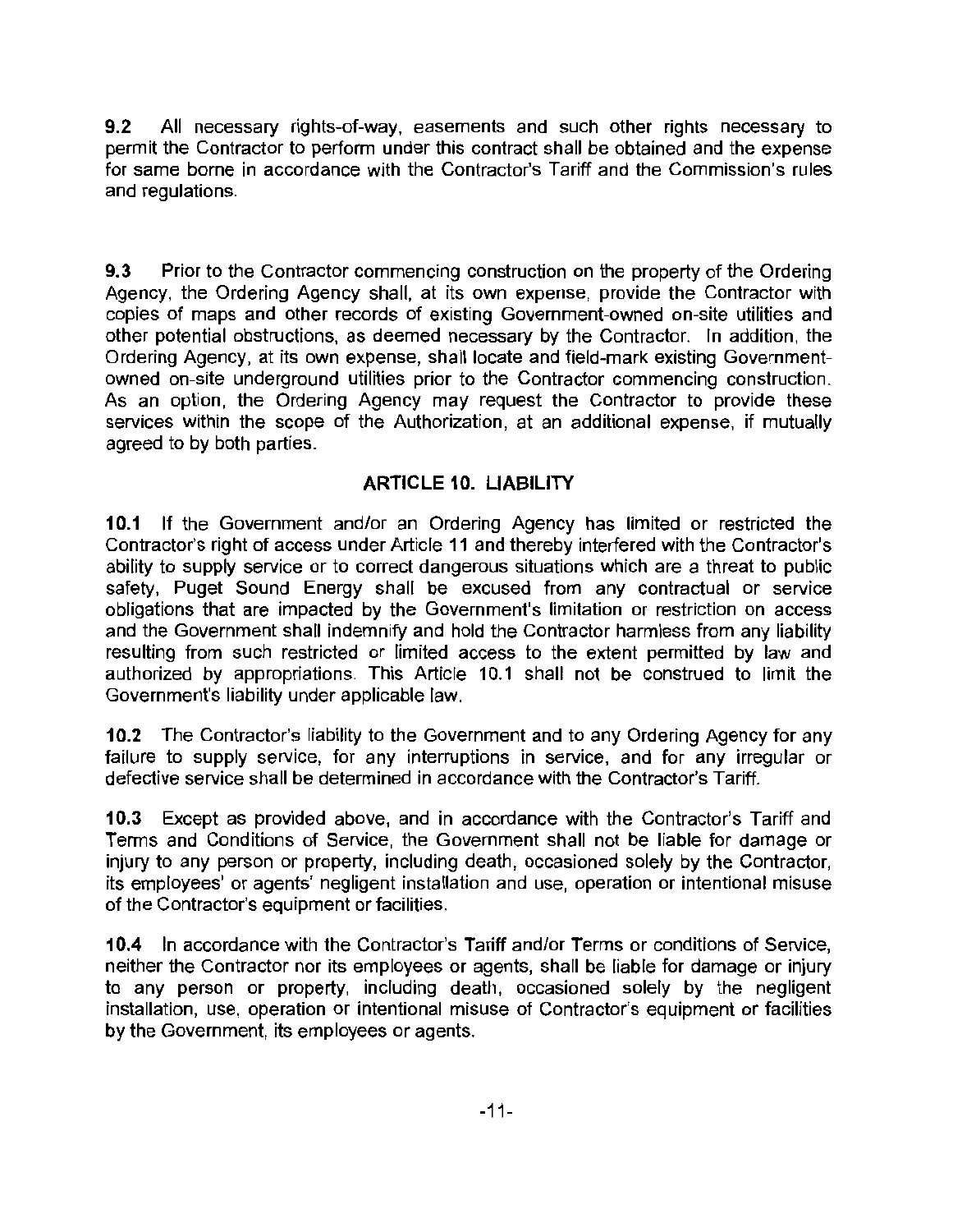**9.2** All necessary rights-of-way, easements and such other rights necessary to permit the Contractor to perform under this contract shall be obtained and the expense for same borne in accordance with the Contractor's Tariff and the Commission's rules and regulations.

**9.3** Prior to the Contractor commencing construction on the property of the Ordering Agency, the Ordering Agency shall, at its own expense, provide the Contractor with copies of maps and other records of existing Government-owned on-site utilities and other potential obstructions, as deemed necessary by the Contractor. In addition, the Ordering Agency, at its own expense, shall locate and field-mark existing Government-owned on-site underground utilities prior to the Contractor commencing construction. As an option, the Ordering Agency may request the Contractor to provide these services within the scope of the Authorization, at an additional expense, if mutually agreed to by both parties.

## ARTICLE 10. LIABILITY

**10.1** If the Government and/or an Ordering Agency has limited or restricted the Contractor's right of access under Article 11 and thereby interfered with the Contractor's ability to supply service or to correct dangerous situations which are a threat to public safety, Puget Sound Energy shall be excused from any contractual or service obligations that are impacted by the Government's limitation or restriction on access and the Government shall indemnify and hold the Contractor harmless from any liability resulting from such restricted or limited access to the extent permitted by law and authorized by appropriations. This Article 10.1 shall not be construed to limit the Government's liability under applicable law.

**10.2** The Contractor's liability to the Government and to any Ordering Agency for any failure to supply service, for any interruptions in service, and for any irregular or defective service shall be determined in accordance with the Contractor's Tariff.

**10.3** Except as provided above, and in accordance with the Contractor's Tariff and Terms and Conditions of Service, the Government shall not be liable for damage or injury to any person or property, including death, occasioned solely by the Contractor, its employees' or agents' negligent installation and use, operation or intentional misuse of the Contractor's equipment or facilities.

**10.4** In accordance with the Contractor's Tariff and/or Terms or conditions of Service, neither the Contractor nor its employees or agents, shall be liable for damage or injury to any person or property, including death, occasioned solely by the negligent installation, use, operation or intentional misuse of Contractor's equipment or facilities by the Government, its employees or agents.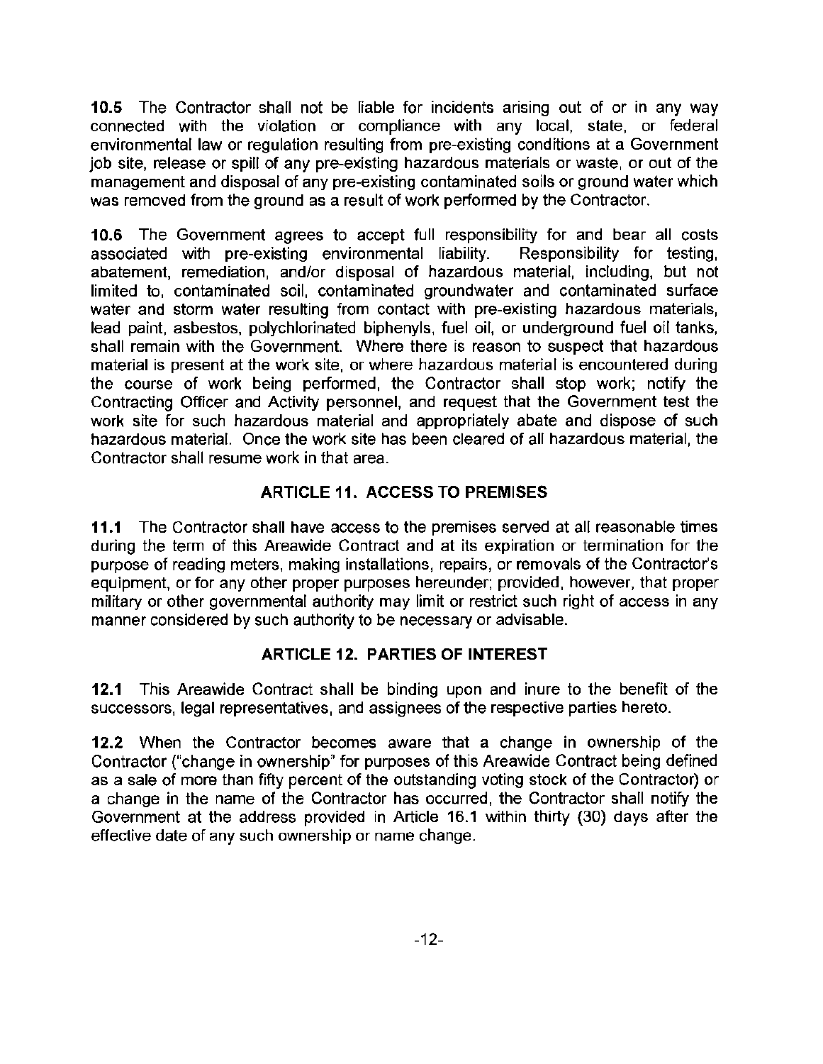**10.5** The Contractor shall not be liable for incidents arising out of or in any way connected with the violation or compliance with any local, state, or federal environmental law or regulation resulting from pre-existing conditions at a Government job site, release or spill of any pre-existing hazardous materials or waste, or out of the management and disposal of any pre-existing contaminated soils or ground water which was removed from the ground as a result of work performed by the Contractor.

**10.6** The Government agrees to accept full responsibility for and bear all costs associated with pre-existing environmental liability. Responsibility for testing, abatement, remediation, and/or disposal of hazardous material, including, but not limited to, contaminated soil, contaminated groundwater and contaminated surface water and storm water resulting from contact with pre-existing hazardous materials, lead paint, asbestos, polychlorinated biphenyls, fuel oil, or underground fuel oil tanks, shall remain with the Government. Where there is reason to suspect that hazardous material is present at the work site, or where hazardous material is encountered during the course of work being performed, the Contractor shall stop work; notify the Contracting Officer and Activity personnel, and request that the Government test the work site for such hazardous material and appropriately abate and dispose of such hazardous material. Once the work site has been cleared of all hazardous material, the Contractor shall resume work in that area.

## ARTICLE 11. ACCESS TO PREMISES

**11.1** The Contractor shall have access to the premises served at all reasonable times during the term of this Areawide Contract and at its expiration or termination for the purpose of reading meters, making installations, repairs, or removals of the Contractor's equipment, or for any other proper purposes hereunder; provided, however, that proper military or other governmental authority may limit or restrict such right of access in any manner considered by such authority to be necessary or advisable.

## ARTICLE 12. PARTIES OF INTEREST

**12.1** This Areawide Contract shall be binding upon and inure to the benefit of the successors, legal representatives, and assignees of the respective parties hereto.

**12.2** When the Contractor becomes aware that a change in ownership of the Contractor ("change in ownership" for purposes of this Areawide Contract being defined as a sale of more than fifty percent of the outstanding voting stock of the Contractor) or a change in the name of the Contractor has occurred, the Contractor shall notify the Government at the address provided in Article 16.1 within thirty (30) days after the effective date of any such ownership or name change.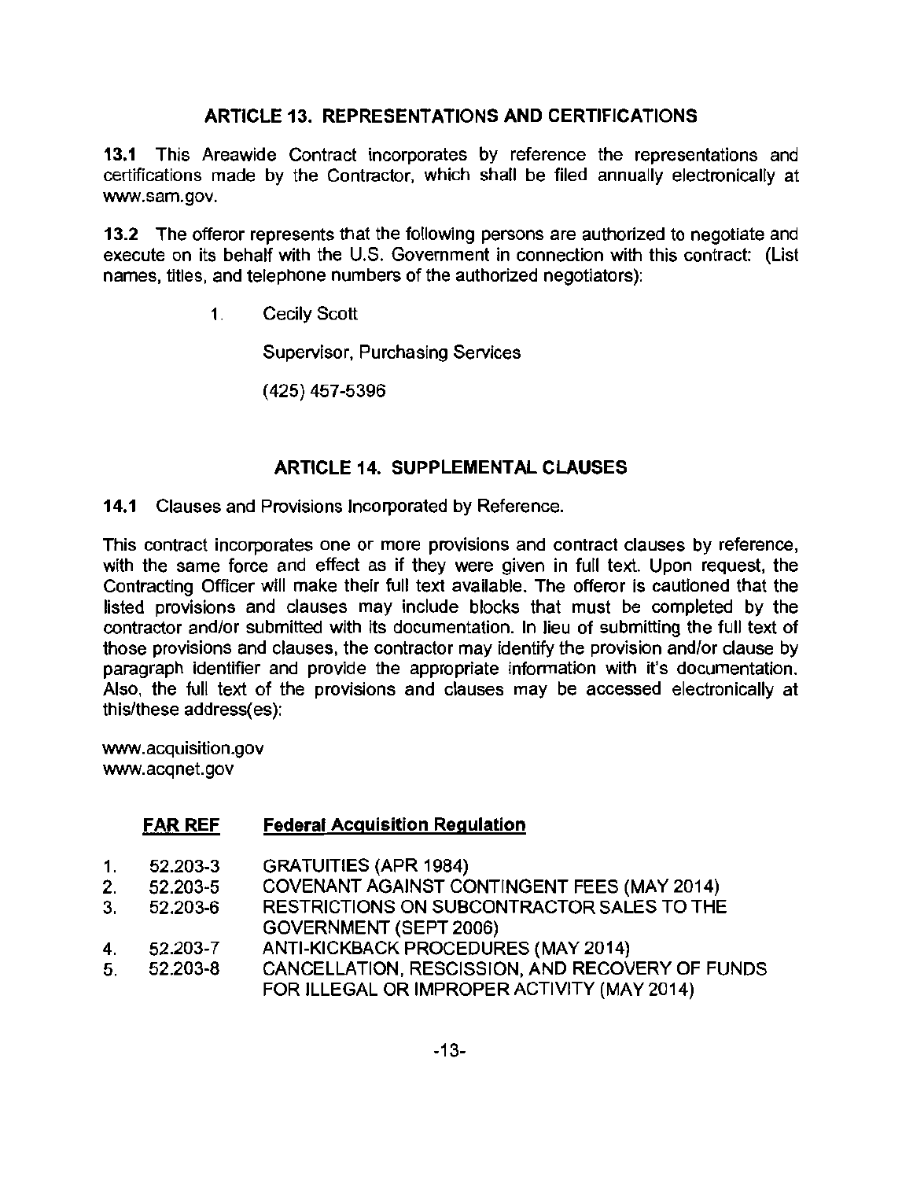## ARTICLE 13. REPRESENTATIONS AND CERTIFICATIONS

**13.1** This Areawide Contract incorporates by reference the representations and certifications made by the Contractor, which shall be filed annually electronically at www.sam.gov.

**13.2** The offeror represents that the following persons are authorized to negotiate and execute on its behalf with the U.S. Government in connection with this contract: (List names, titles, and telephone numbers of the authorized negotiators):

1. Cecily Scott

   Supervisor, Purchasing Services

   (425) 457-5396

## ARTICLE 14. SUPPLEMENTAL CLAUSES

**14.1** Clauses and Provisions Incorporated by Reference.

This contract incorporates one or more provisions and contract clauses by reference, with the same force and effect as if they were given in full text. Upon request, the Contracting Officer will make their full text available. The offeror is cautioned that the listed provisions and clauses may include blocks that must be completed by the contractor and/or submitted with its documentation. In lieu of submitting the full text of those provisions and clauses, the contractor may identify the provision and/or clause by paragraph identifier and provide the appropriate information with it's documentation. Also, the full text of the provisions and clauses may be accessed electronically at this/these address(es):

www.acquisition.gov
www.acqnet.gov

| | FAR REF | Federal Acquisition Regulation |
|---|---|---|
| 1. | 52.203-3 | GRATUITIES (APR 1984) |
| 2. | 52.203-5 | COVENANT AGAINST CONTINGENT FEES (MAY 2014) |
| 3. | 52.203-6 | RESTRICTIONS ON SUBCONTRACTOR SALES TO THE GOVERNMENT (SEPT 2006) |
| 4. | 52.203-7 | ANTI-KICKBACK PROCEDURES (MAY 2014) |
| 5. | 52.203-8 | CANCELLATION, RESCISSION, AND RECOVERY OF FUNDS FOR ILLEGAL OR IMPROPER ACTIVITY (MAY 2014) |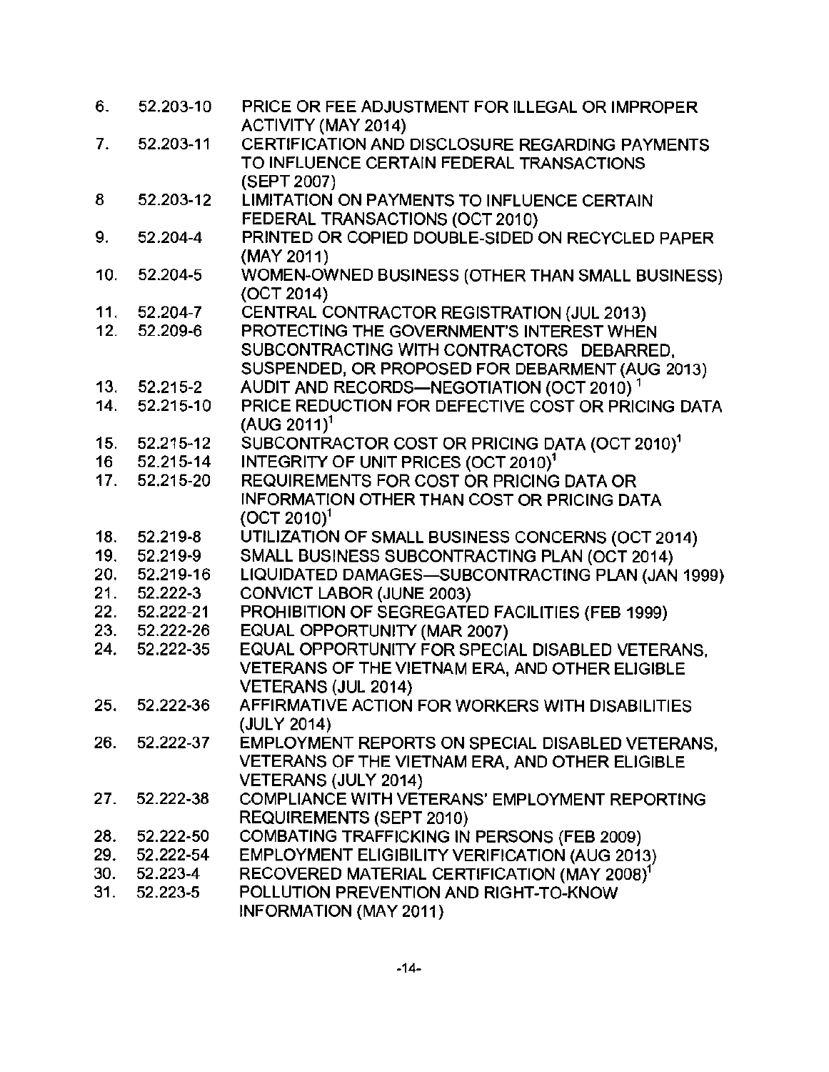6. 52.203-10 PRICE OR FEE ADJUSTMENT FOR ILLEGAL OR IMPROPER ACTIVITY (MAY 2014)
7. 52.203-11 CERTIFICATION AND DISCLOSURE REGARDING PAYMENTS TO INFLUENCE CERTAIN FEDERAL TRANSACTIONS (SEPT 2007)
8 52.203-12 LIMITATION ON PAYMENTS TO INFLUENCE CERTAIN FEDERAL TRANSACTIONS (OCT 2010)
9. 52.204-4 PRINTED OR COPIED DOUBLE-SIDED ON RECYCLED PAPER (MAY 2011)
10. 52.204-5 WOMEN-OWNED BUSINESS (OTHER THAN SMALL BUSINESS) (OCT 2014)
11. 52.204-7 CENTRAL CONTRACTOR REGISTRATION (JUL 2013)
12. 52.209-6 PROTECTING THE GOVERNMENT'S INTEREST WHEN SUBCONTRACTING WITH CONTRACTORS DEBARRED, SUSPENDED, OR PROPOSED FOR DEBARMENT (AUG 2013)
13. 52.215-2 AUDIT AND RECORDS—NEGOTIATION (OCT 2010) [1]
14. 52.215-10 PRICE REDUCTION FOR DEFECTIVE COST OR PRICING DATA (AUG 2011)[1]
15. 52.215-12 SUBCONTRACTOR COST OR PRICING DATA (OCT 2010)[1]
16 52.215-14 INTEGRITY OF UNIT PRICES (OCT 2010)[1]
17. 52.215-20 REQUIREMENTS FOR COST OR PRICING DATA OR INFORMATION OTHER THAN COST OR PRICING DATA (OCT 2010)[1]
18. 52.219-8 UTILIZATION OF SMALL BUSINESS CONCERNS (OCT 2014)
19. 52.219-9 SMALL BUSINESS SUBCONTRACTING PLAN (OCT 2014)
20. 52.219-16 LIQUIDATED DAMAGES—SUBCONTRACTING PLAN (JAN 1999)
21. 52.222-3 CONVICT LABOR (JUNE 2003)
22. 52.222-21 PROHIBITION OF SEGREGATED FACILITIES (FEB 1999)
23. 52.222-26 EQUAL OPPORTUNITY (MAR 2007)
24. 52.222-35 EQUAL OPPORTUNITY FOR SPECIAL DISABLED VETERANS, VETERANS OF THE VIETNAM ERA, AND OTHER ELIGIBLE VETERANS (JUL 2014)
25. 52.222-36 AFFIRMATIVE ACTION FOR WORKERS WITH DISABILITIES (JULY 2014)
26. 52.222-37 EMPLOYMENT REPORTS ON SPECIAL DISABLED VETERANS, VETERANS OF THE VIETNAM ERA, AND OTHER ELIGIBLE VETERANS (JULY 2014)
27. 52.222-38 COMPLIANCE WITH VETERANS' EMPLOYMENT REPORTING REQUIREMENTS (SEPT 2010)
28. 52.222-50 COMBATING TRAFFICKING IN PERSONS (FEB 2009)
29. 52.222-54 EMPLOYMENT ELIGIBILITY VERIFICATION (AUG 2013)
30. 52.223-4 RECOVERED MATERIAL CERTIFICATION (MAY 2008)[1]
31. 52.223-5 POLLUTION PREVENTION AND RIGHT-TO-KNOW INFORMATION (MAY 2011)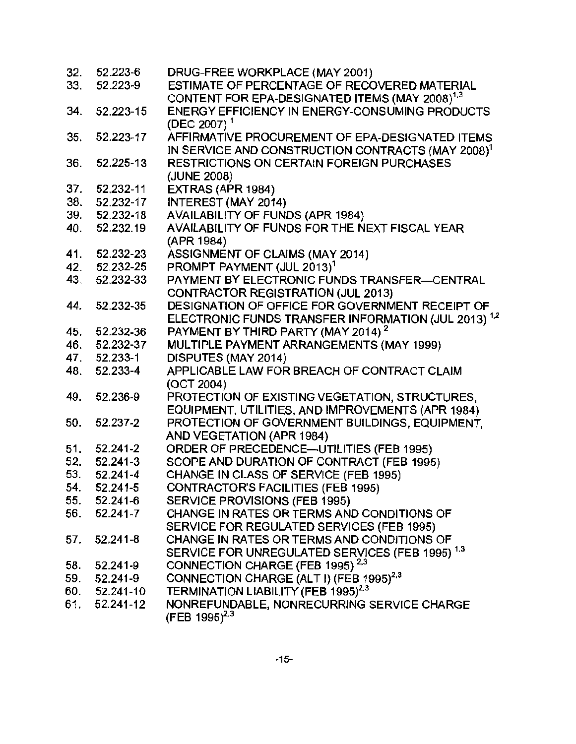32. 52.223-6 DRUG-FREE WORKPLACE (MAY 2001)
33. 52.223-9 ESTIMATE OF PERCENTAGE OF RECOVERED MATERIAL CONTENT FOR EPA-DESIGNATED ITEMS (MAY 2008)[1,3]
34. 52.223-15 ENERGY EFFICIENCY IN ENERGY-CONSUMING PRODUCTS (DEC 2007) [1]
35. 52.223-17 AFFIRMATIVE PROCUREMENT OF EPA-DESIGNATED ITEMS IN SERVICE AND CONSTRUCTION CONTRACTS (MAY 2008)[1]
36. 52.225-13 RESTRICTIONS ON CERTAIN FOREIGN PURCHASES (JUNE 2008)
37. 52.232-11 EXTRAS (APR 1984)
38. 52.232-17 INTEREST (MAY 2014)
39. 52.232-18 AVAILABILITY OF FUNDS (APR 1984)
40. 52.232.19 AVAILABILITY OF FUNDS FOR THE NEXT FISCAL YEAR (APR 1984)
41. 52.232-23 ASSIGNMENT OF CLAIMS (MAY 2014)
42. 52.232-25 PROMPT PAYMENT (JUL 2013)[1]
43. 52.232-33 PAYMENT BY ELECTRONIC FUNDS TRANSFER—CENTRAL CONTRACTOR REGISTRATION (JUL 2013)
44. 52.232-35 DESIGNATION OF OFFICE FOR GOVERNMENT RECEIPT OF ELECTRONIC FUNDS TRANSFER INFORMATION (JUL 2013) [1,2]
45. 52.232-36 PAYMENT BY THIRD PARTY (MAY 2014) [2]
46. 52.232-37 MULTIPLE PAYMENT ARRANGEMENTS (MAY 1999)
47. 52.233-1 DISPUTES (MAY 2014)
48. 52.233-4 APPLICABLE LAW FOR BREACH OF CONTRACT CLAIM (OCT 2004)
49. 52.236-9 PROTECTION OF EXISTING VEGETATION, STRUCTURES, EQUIPMENT, UTILITIES, AND IMPROVEMENTS (APR 1984)
50. 52.237-2 PROTECTION OF GOVERNMENT BUILDINGS, EQUIPMENT, AND VEGETATION (APR 1984)
51. 52.241-2 ORDER OF PRECEDENCE—UTILITIES (FEB 1995)
52. 52.241-3 SCOPE AND DURATION OF CONTRACT (FEB 1995)
53. 52.241-4 CHANGE IN CLASS OF SERVICE (FEB 1995)
54. 52.241-5 CONTRACTOR'S FACILITIES (FEB 1995)
55. 52.241-6 SERVICE PROVISIONS (FEB 1995)
56. 52.241-7 CHANGE IN RATES OR TERMS AND CONDITIONS OF SERVICE FOR REGULATED SERVICES (FEB 1995)
57. 52.241-8 CHANGE IN RATES OR TERMS AND CONDITIONS OF SERVICE FOR UNREGULATED SERVICES (FEB 1995) [1,3]
58. 52.241-9 CONNECTION CHARGE (FEB 1995) [2,3]
59. 52.241-9 CONNECTION CHARGE (ALT I) (FEB 1995)[2,3]
60. 52.241-10 TERMINATION LIABILITY (FEB 1995)[2,3]
61. 52.241-12 NONREFUNDABLE, NONRECURRING SERVICE CHARGE (FEB 1995)[2,3]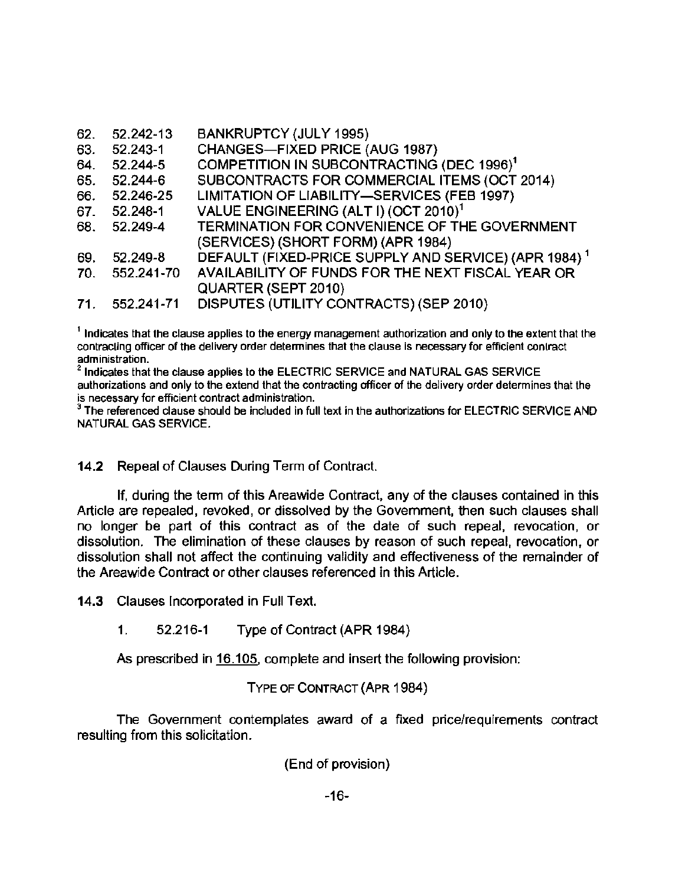| | | |
|---|---|---|
| 62. | 52.242-13 | BANKRUPTCY (JULY 1995) |
| 63. | 52.243-1 | CHANGES—FIXED PRICE (AUG 1987) |
| 64. | 52.244-5 | COMPETITION IN SUBCONTRACTING (DEC 1996)[1] |
| 65. | 52.244-6 | SUBCONTRACTS FOR COMMERCIAL ITEMS (OCT 2014) |
| 66. | 52.246-25 | LIMITATION OF LIABILITY—SERVICES (FEB 1997) |
| 67. | 52.248-1 | VALUE ENGINEERING (ALT I) (OCT 2010)[1] |
| 68. | 52.249-4 | TERMINATION FOR CONVENIENCE OF THE GOVERNMENT (SERVICES) (SHORT FORM) (APR 1984) |
| 69. | 52.249-8 | DEFAULT (FIXED-PRICE SUPPLY AND SERVICE) (APR 1984) [1] |
| 70. | 552.241-70 | AVAILABILITY OF FUNDS FOR THE NEXT FISCAL YEAR OR QUARTER (SEPT 2010) |
| 71. | 552.241-71 | DISPUTES (UTILITY CONTRACTS) (SEP 2010) |

[1] Indicates that the clause applies to the energy management authorization and only to the extent that the contracting officer of the delivery order determines that the clause is necessary for efficient contract administration.

[2] Indicates that the clause applies to the ELECTRIC SERVICE and NATURAL GAS SERVICE authorizations and only to the extend that the contracting officer of the delivery order determines that the is necessary for efficient contract administration.

[3] The referenced clause should be included in full text in the authorizations for ELECTRIC SERVICE AND NATURAL GAS SERVICE.

**14.2** Repeal of Clauses During Term of Contract.

If, during the term of this Areawide Contract, any of the clauses contained in this Article are repealed, revoked, or dissolved by the Government, then such clauses shall no longer be part of this contract as of the date of such repeal, revocation, or dissolution. The elimination of these clauses by reason of such repeal, revocation, or dissolution shall not affect the continuing validity and effectiveness of the remainder of the Areawide Contract or other clauses referenced in this Article.

**14.3** Clauses Incorporated in Full Text.

1. 52.216-1 Type of Contract (APR 1984)

As prescribed in 16.105, complete and insert the following provision:

TYPE OF CONTRACT (APR 1984)

The Government contemplates award of a fixed price/requirements contract resulting from this solicitation.

(End of provision)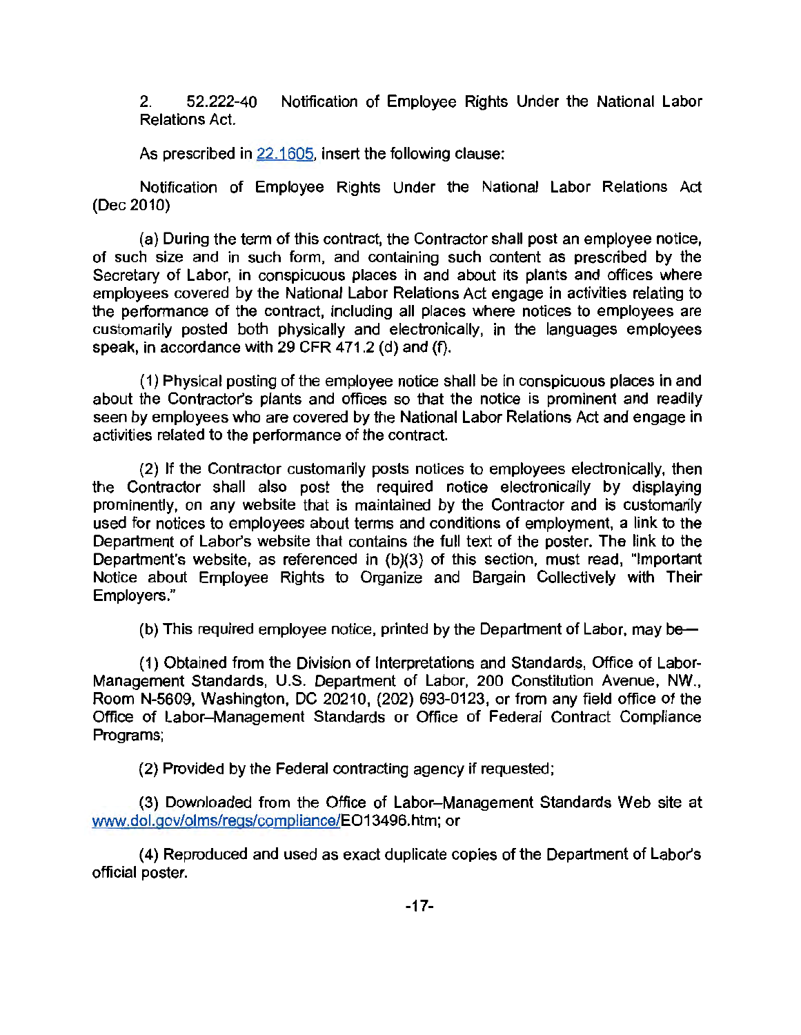2. 52.222-40 Notification of Employee Rights Under the National Labor Relations Act.

As prescribed in 22.1605, insert the following clause:

Notification of Employee Rights Under the National Labor Relations Act (Dec 2010)

(a) During the term of this contract, the Contractor shall post an employee notice, of such size and in such form, and containing such content as prescribed by the Secretary of Labor, in conspicuous places in and about its plants and offices where employees covered by the National Labor Relations Act engage in activities relating to the performance of the contract, including all places where notices to employees are customarily posted both physically and electronically, in the languages employees speak, in accordance with 29 CFR 471.2 (d) and (f).

(1) Physical posting of the employee notice shall be in conspicuous places in and about the Contractor's plants and offices so that the notice is prominent and readily seen by employees who are covered by the National Labor Relations Act and engage in activities related to the performance of the contract.

(2) If the Contractor customarily posts notices to employees electronically, then the Contractor shall also post the required notice electronically by displaying prominently, on any website that is maintained by the Contractor and is customarily used for notices to employees about terms and conditions of employment, a link to the Department of Labor's website that contains the full text of the poster. The link to the Department's website, as referenced in (b)(3) of this section, must read, "Important Notice about Employee Rights to Organize and Bargain Collectively with Their Employers."

(b) This required employee notice, printed by the Department of Labor, may be—

(1) Obtained from the Division of Interpretations and Standards, Office of Labor-Management Standards, U.S. Department of Labor, 200 Constitution Avenue, NW., Room N-5609, Washington, DC 20210, (202) 693-0123, or from any field office of the Office of Labor–Management Standards or Office of Federal Contract Compliance Programs;

(2) Provided by the Federal contracting agency if requested;

(3) Downloaded from the Office of Labor–Management Standards Web site at www.dol.gov/olms/regs/compliance/EO13496.htm; or

(4) Reproduced and used as exact duplicate copies of the Department of Labor's official poster.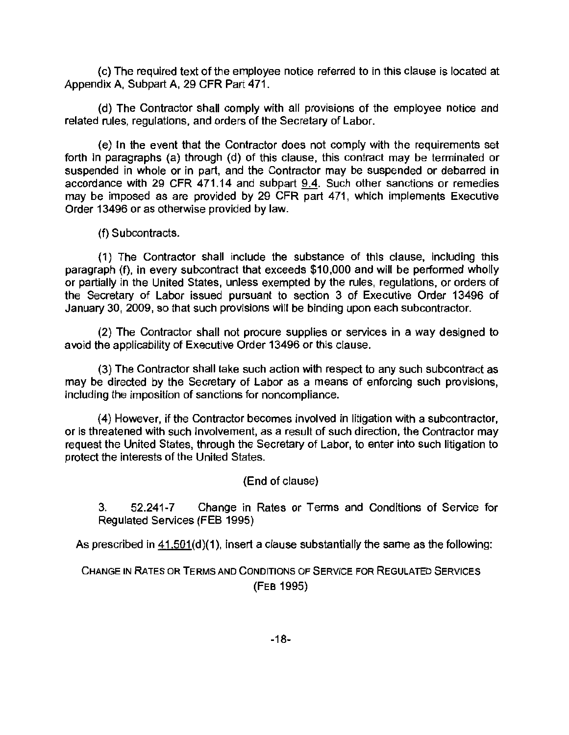(c) The required text of the employee notice referred to in this clause is located at Appendix A, Subpart A, 29 CFR Part 471.

(d) The Contractor shall comply with all provisions of the employee notice and related rules, regulations, and orders of the Secretary of Labor.

(e) In the event that the Contractor does not comply with the requirements set forth in paragraphs (a) through (d) of this clause, this contract may be terminated or suspended in whole or in part, and the Contractor may be suspended or debarred in accordance with 29 CFR 471.14 and subpart 9.4. Such other sanctions or remedies may be imposed as are provided by 29 CFR part 471, which implements Executive Order 13496 or as otherwise provided by law.

(f) Subcontracts.

(1) The Contractor shall include the substance of this clause, including this paragraph (f), in every subcontract that exceeds $10,000 and will be performed wholly or partially in the United States, unless exempted by the rules, regulations, or orders of the Secretary of Labor issued pursuant to section 3 of Executive Order 13496 of January 30, 2009, so that such provisions will be binding upon each subcontractor.

(2) The Contractor shall not procure supplies or services in a way designed to avoid the applicability of Executive Order 13496 or this clause.

(3) The Contractor shall take such action with respect to any such subcontract as may be directed by the Secretary of Labor as a means of enforcing such provisions, including the imposition of sanctions for noncompliance.

(4) However, if the Contractor becomes involved in litigation with a subcontractor, or is threatened with such involvement, as a result of such direction, the Contractor may request the United States, through the Secretary of Labor, to enter into such litigation to protect the interests of the United States.

(End of clause)

3. 52.241-7 Change in Rates or Terms and Conditions of Service for Regulated Services (FEB 1995)

As prescribed in 41.501(d)(1), insert a clause substantially the same as the following:

CHANGE IN RATES OR TERMS AND CONDITIONS OF SERVICE FOR REGULATED SERVICES (FEB 1995)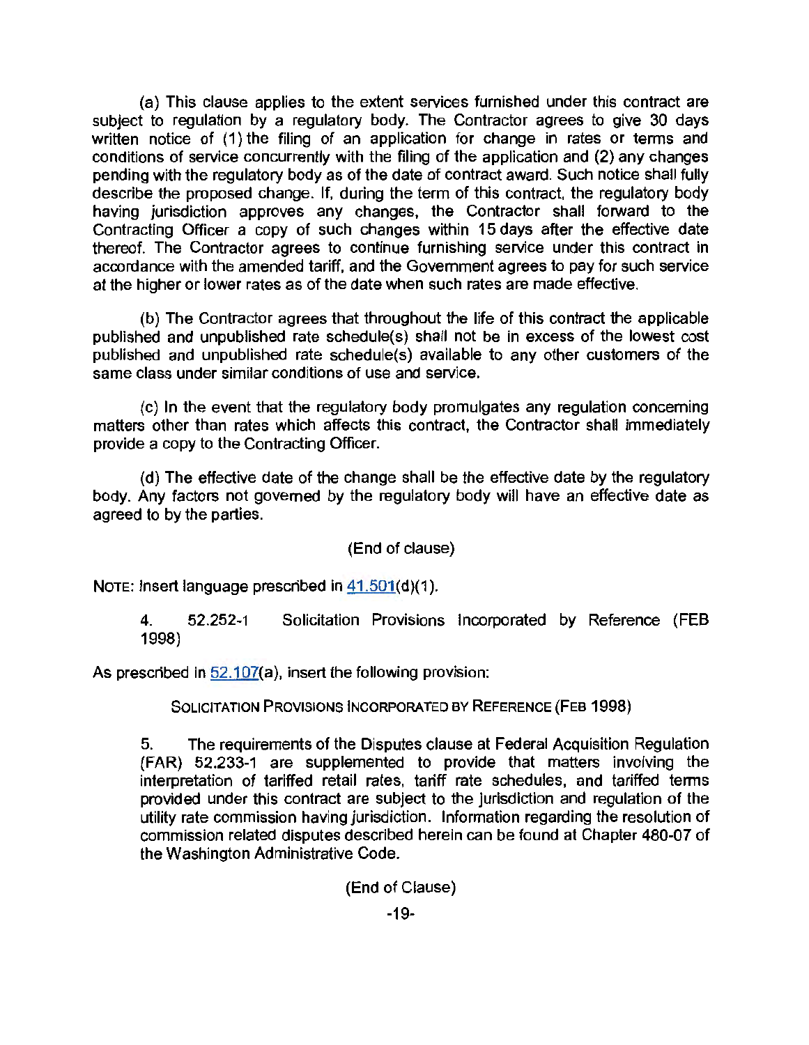(a) This clause applies to the extent services furnished under this contract are subject to regulation by a regulatory body. The Contractor agrees to give 30 days written notice of (1) the filing of an application for change in rates or terms and conditions of service concurrently with the filing of the application and (2) any changes pending with the regulatory body as of the date of contract award. Such notice shall fully describe the proposed change. If, during the term of this contract, the regulatory body having jurisdiction approves any changes, the Contractor shall forward to the Contracting Officer a copy of such changes within 15 days after the effective date thereof. The Contractor agrees to continue furnishing service under this contract in accordance with the amended tariff, and the Government agrees to pay for such service at the higher or lower rates as of the date when such rates are made effective.

(b) The Contractor agrees that throughout the life of this contract the applicable published and unpublished rate schedule(s) shall not be in excess of the lowest cost published and unpublished rate schedule(s) available to any other customers of the same class under similar conditions of use and service.

(c) In the event that the regulatory body promulgates any regulation concerning matters other than rates which affects this contract, the Contractor shall immediately provide a copy to the Contracting Officer.

(d) The effective date of the change shall be the effective date by the regulatory body. Any factors not governed by the regulatory body will have an effective date as agreed to by the parties.

(End of clause)

NOTE: Insert language prescribed in 41.501(d)(1).

4. 52.252-1 Solicitation Provisions Incorporated by Reference (FEB 1998)

As prescribed in 52.107(a), insert the following provision:

SOLICITATION PROVISIONS INCORPORATED BY REFERENCE (FEB 1998)

5. The requirements of the Disputes clause at Federal Acquisition Regulation (FAR) 52.233-1 are supplemented to provide that matters involving the interpretation of tariffed retail rates, tariff rate schedules, and tariffed terms provided under this contract are subject to the jurisdiction and regulation of the utility rate commission having jurisdiction. Information regarding the resolution of commission related disputes described herein can be found at Chapter 480-07 of the Washington Administrative Code.

(End of Clause)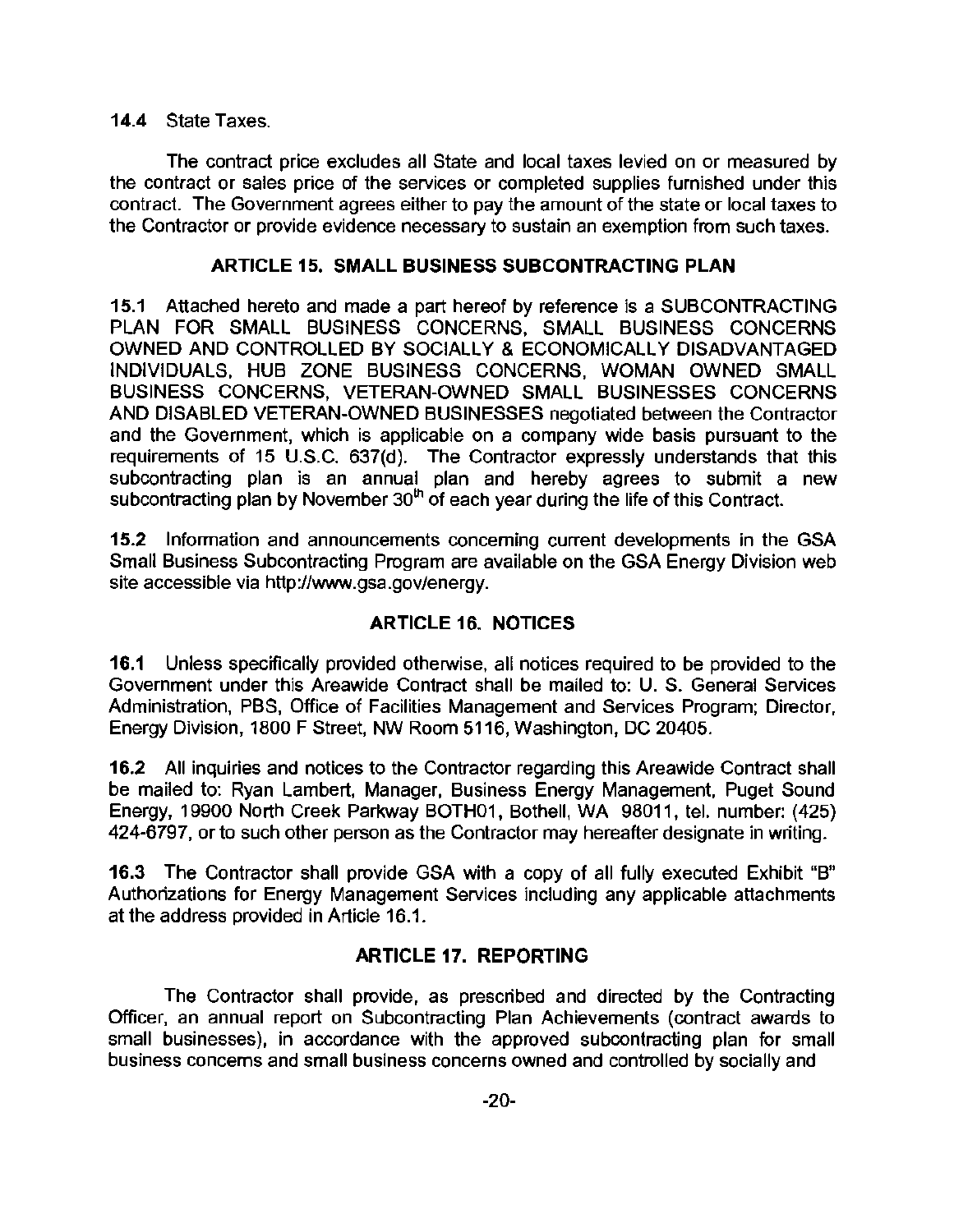**14.4** State Taxes.

The contract price excludes all State and local taxes levied on or measured by the contract or sales price of the services or completed supplies furnished under this contract. The Government agrees either to pay the amount of the state or local taxes to the Contractor or provide evidence necessary to sustain an exemption from such taxes.

## ARTICLE 15. SMALL BUSINESS SUBCONTRACTING PLAN

**15.1** Attached hereto and made a part hereof by reference is a SUBCONTRACTING PLAN FOR SMALL BUSINESS CONCERNS, SMALL BUSINESS CONCERNS OWNED AND CONTROLLED BY SOCIALLY & ECONOMICALLY DISADVANTAGED INDIVIDUALS, HUB ZONE BUSINESS CONCERNS, WOMAN OWNED SMALL BUSINESS CONCERNS, VETERAN-OWNED SMALL BUSINESSES CONCERNS AND DISABLED VETERAN-OWNED BUSINESSES negotiated between the Contractor and the Government, which is applicable on a company wide basis pursuant to the requirements of 15 U.S.C. 637(d). The Contractor expressly understands that this subcontracting plan is an annual plan and hereby agrees to submit a new subcontracting plan by November 30th of each year during the life of this Contract.

**15.2** Information and announcements concerning current developments in the GSA Small Business Subcontracting Program are available on the GSA Energy Division web site accessible via http://www.gsa.gov/energy.

## ARTICLE 16. NOTICES

**16.1** Unless specifically provided otherwise, all notices required to be provided to the Government under this Areawide Contract shall be mailed to: U. S. General Services Administration, PBS, Office of Facilities Management and Services Program; Director, Energy Division, 1800 F Street, NW Room 5116, Washington, DC 20405.

**16.2** All inquiries and notices to the Contractor regarding this Areawide Contract shall be mailed to: Ryan Lambert, Manager, Business Energy Management, Puget Sound Energy, 19900 North Creek Parkway BOTH01, Bothell, WA 98011, tel. number: (425) 424-6797, or to such other person as the Contractor may hereafter designate in writing.

**16.3** The Contractor shall provide GSA with a copy of all fully executed Exhibit "B" Authorizations for Energy Management Services including any applicable attachments at the address provided in Article 16.1.

## ARTICLE 17. REPORTING

The Contractor shall provide, as prescribed and directed by the Contracting Officer, an annual report on Subcontracting Plan Achievements (contract awards to small businesses), in accordance with the approved subcontracting plan for small business concerns and small business concerns owned and controlled by socially and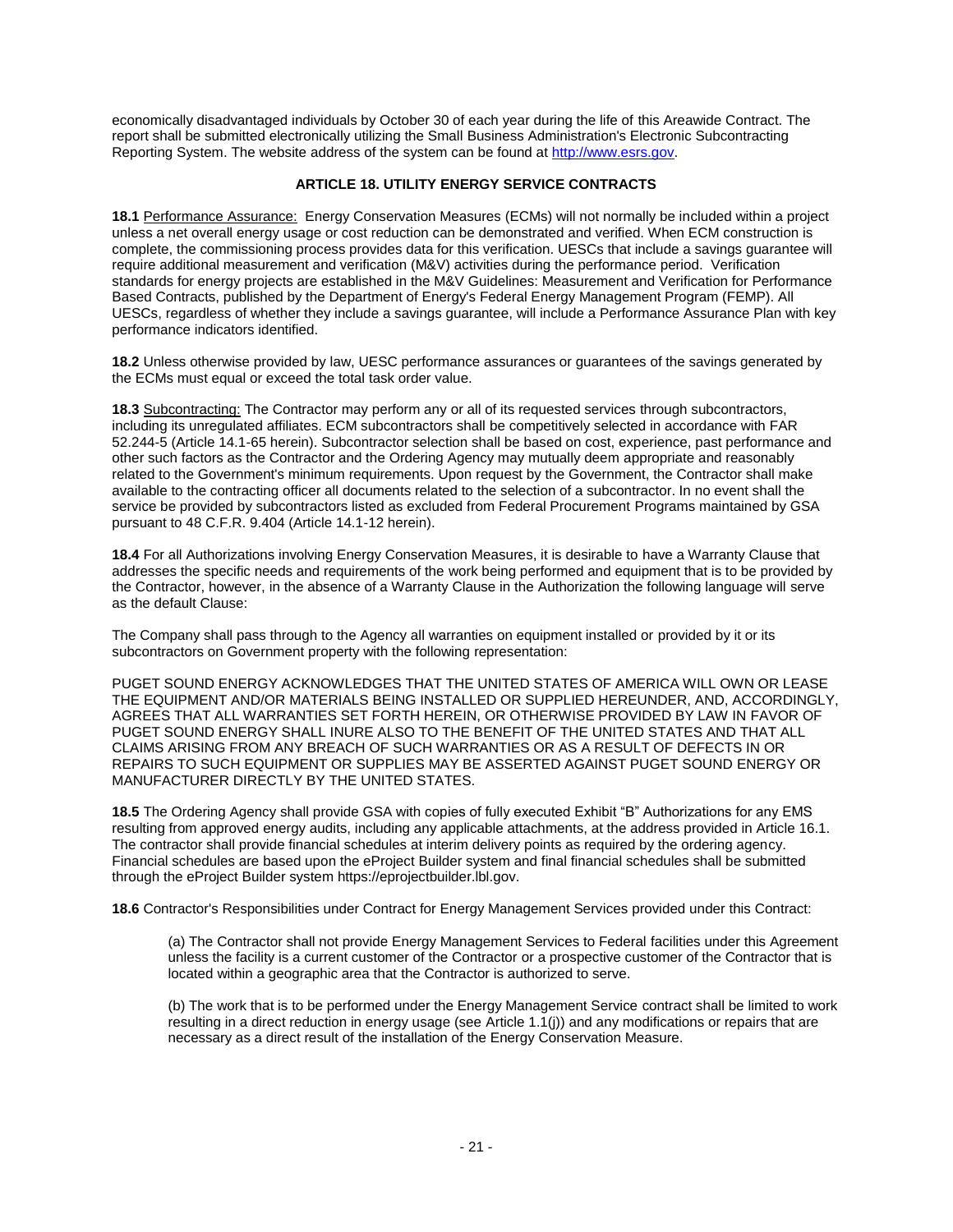economically disadvantaged individuals by October 30 of each year during the life of this Areawide Contract. The report shall be submitted electronically utilizing the Small Business Administration's Electronic Subcontracting Reporting System. The website address of the system can be found at [http://www.esrs.gov](http://www.esrs.gov).

## ARTICLE 18. UTILITY ENERGY SERVICE CONTRACTS

**18.1** Performance Assurance: Energy Conservation Measures (ECMs) will not normally be included within a project unless a net overall energy usage or cost reduction can be demonstrated and verified. When ECM construction is complete, the commissioning process provides data for this verification. UESCs that include a savings guarantee will require additional measurement and verification (M&V) activities during the performance period. Verification standards for energy projects are established in the M&V Guidelines: Measurement and Verification for Performance Based Contracts, published by the Department of Energy's Federal Energy Management Program (FEMP). All UESCs, regardless of whether they include a savings guarantee, will include a Performance Assurance Plan with key performance indicators identified.

**18.2** Unless otherwise provided by law, UESC performance assurances or guarantees of the savings generated by the ECMs must equal or exceed the total task order value.

**18.3** Subcontracting: The Contractor may perform any or all of its requested services through subcontractors, including its unregulated affiliates. ECM subcontractors shall be competitively selected in accordance with FAR 52.244-5 (Article 14.1-65 herein). Subcontractor selection shall be based on cost, experience, past performance and other such factors as the Contractor and the Ordering Agency may mutually deem appropriate and reasonably related to the Government's minimum requirements. Upon request by the Government, the Contractor shall make available to the contracting officer all documents related to the selection of a subcontractor. In no event shall the service be provided by subcontractors listed as excluded from Federal Procurement Programs maintained by GSA pursuant to 48 C.F.R. 9.404 (Article 14.1-12 herein).

**18.4** For all Authorizations involving Energy Conservation Measures, it is desirable to have a Warranty Clause that addresses the specific needs and requirements of the work being performed and equipment that is to be provided by the Contractor, however, in the absence of a Warranty Clause in the Authorization the following language will serve as the default Clause:

The Company shall pass through to the Agency all warranties on equipment installed or provided by it or its subcontractors on Government property with the following representation:

PUGET SOUND ENERGY ACKNOWLEDGES THAT THE UNITED STATES OF AMERICA WILL OWN OR LEASE THE EQUIPMENT AND/OR MATERIALS BEING INSTALLED OR SUPPLIED HEREUNDER, AND, ACCORDINGLY, AGREES THAT ALL WARRANTIES SET FORTH HEREIN, OR OTHERWISE PROVIDED BY LAW IN FAVOR OF PUGET SOUND ENERGY SHALL INURE ALSO TO THE BENEFIT OF THE UNITED STATES AND THAT ALL CLAIMS ARISING FROM ANY BREACH OF SUCH WARRANTIES OR AS A RESULT OF DEFECTS IN OR REPAIRS TO SUCH EQUIPMENT OR SUPPLIES MAY BE ASSERTED AGAINST PUGET SOUND ENERGY OR MANUFACTURER DIRECTLY BY THE UNITED STATES.

**18.5** The Ordering Agency shall provide GSA with copies of fully executed Exhibit "B" Authorizations for any EMS resulting from approved energy audits, including any applicable attachments, at the address provided in Article 16.1. The contractor shall provide financial schedules at interim delivery points as required by the ordering agency. Financial schedules are based upon the eProject Builder system and final financial schedules shall be submitted through the eProject Builder system https://eprojectbuilder.lbl.gov.

**18.6** Contractor's Responsibilities under Contract for Energy Management Services provided under this Contract:

(a) The Contractor shall not provide Energy Management Services to Federal facilities under this Agreement unless the facility is a current customer of the Contractor or a prospective customer of the Contractor that is located within a geographic area that the Contractor is authorized to serve.

(b) The work that is to be performed under the Energy Management Service contract shall be limited to work resulting in a direct reduction in energy usage (see Article 1.1(j)) and any modifications or repairs that are necessary as a direct result of the installation of the Energy Conservation Measure.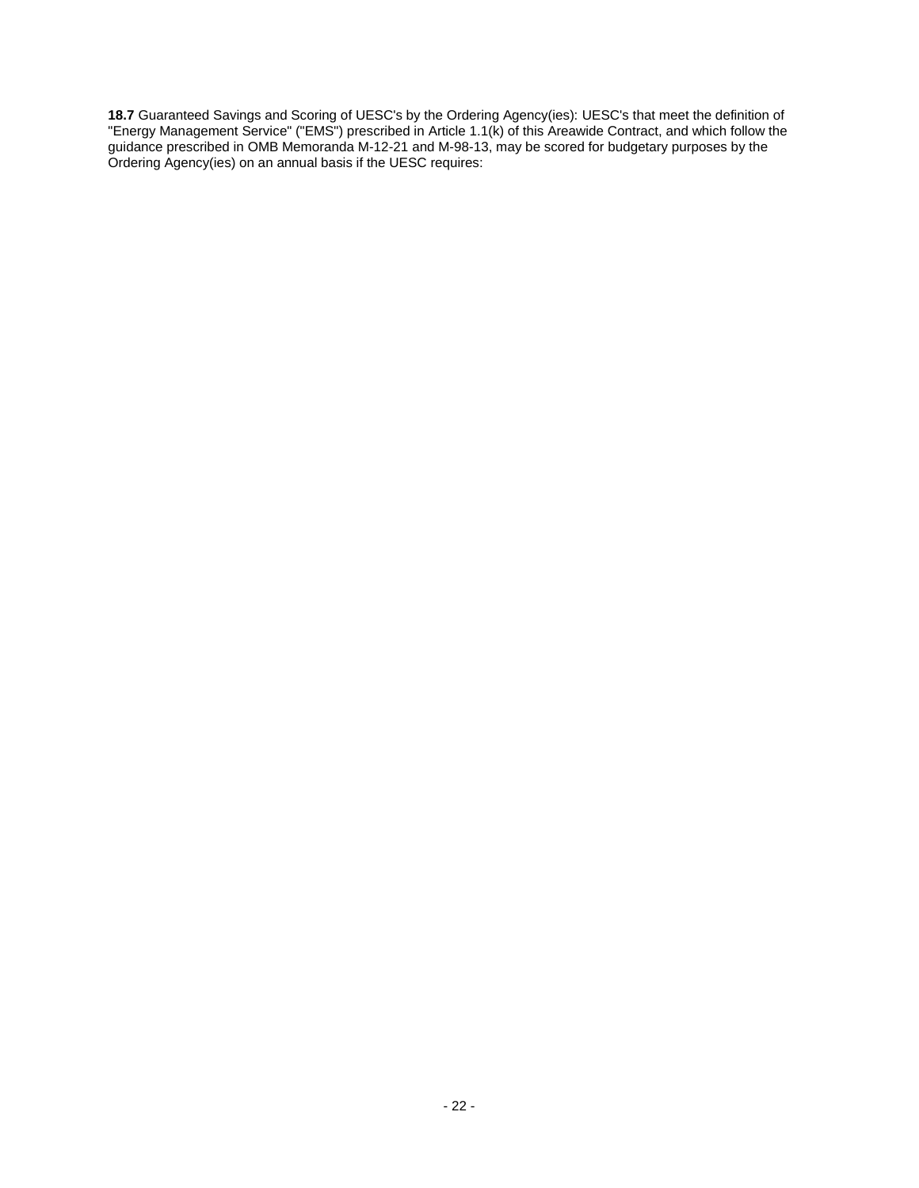**18.7** Guaranteed Savings and Scoring of UESC's by the Ordering Agency(ies): UESC's that meet the definition of "Energy Management Service" ("EMS") prescribed in Article 1.1(k) of this Areawide Contract, and which follow the guidance prescribed in OMB Memoranda M-12-21 and M-98-13, may be scored for budgetary purposes by the Ordering Agency(ies) on an annual basis if the UESC requires: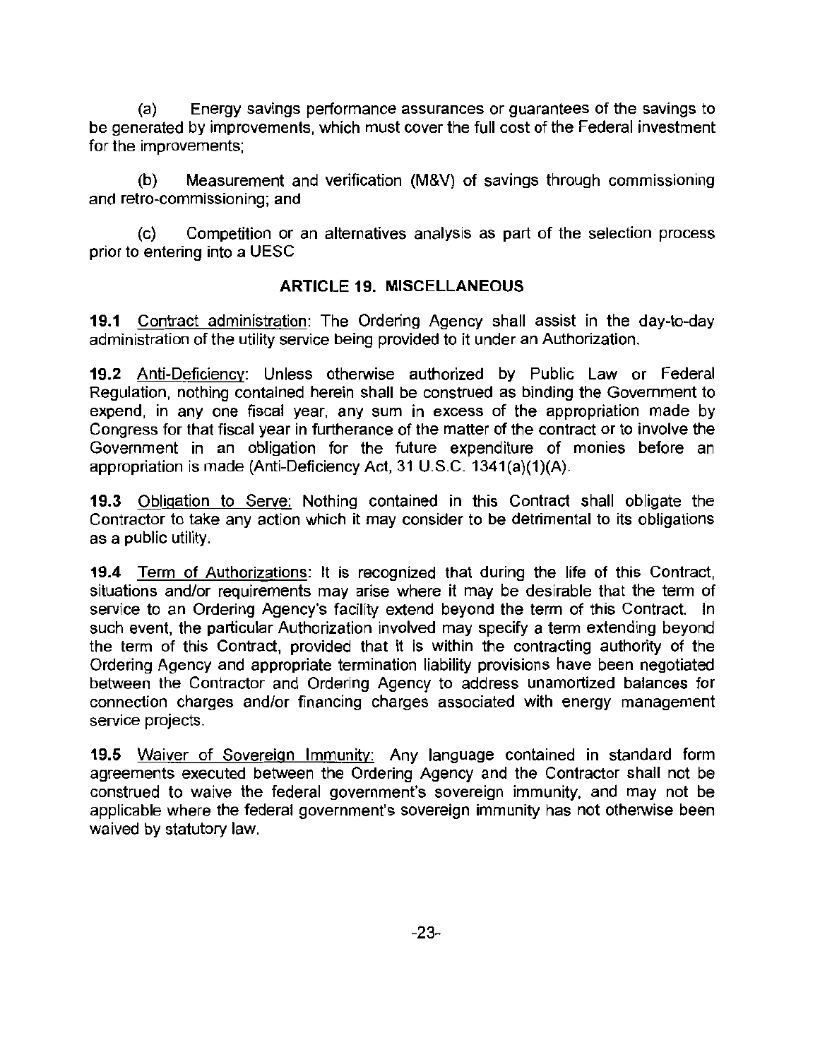(a) Energy savings performance assurances or guarantees of the savings to be generated by improvements, which must cover the full cost of the Federal investment for the improvements;

(b) Measurement and verification (M&V) of savings through commissioning and retro-commissioning; and

(c) Competition or an alternatives analysis as part of the selection process prior to entering into a UESC

## ARTICLE 19. MISCELLANEOUS

**19.1** Contract administration: The Ordering Agency shall assist in the day-to-day administration of the utility service being provided to it under an Authorization.

**19.2** Anti-Deficiency: Unless otherwise authorized by Public Law or Federal Regulation, nothing contained herein shall be construed as binding the Government to expend, in any one fiscal year, any sum in excess of the appropriation made by Congress for that fiscal year in furtherance of the matter of the contract or to involve the Government in an obligation for the future expenditure of monies before an appropriation is made (Anti-Deficiency Act, 31 U.S.C. 1341(a)(1)(A).

**19.3** Obligation to Serve: Nothing contained in this Contract shall obligate the Contractor to take any action which it may consider to be detrimental to its obligations as a public utility.

**19.4** Term of Authorizations: It is recognized that during the life of this Contract, situations and/or requirements may arise where it may be desirable that the term of service to an Ordering Agency's facility extend beyond the term of this Contract. In such event, the particular Authorization involved may specify a term extending beyond the term of this Contract, provided that it is within the contracting authority of the Ordering Agency and appropriate termination liability provisions have been negotiated between the Contractor and Ordering Agency to address unamortized balances for connection charges and/or financing charges associated with energy management service projects.

**19.5** Waiver of Sovereign Immunity: Any language contained in standard form agreements executed between the Ordering Agency and the Contractor shall not be construed to waive the federal government's sovereign immunity, and may not be applicable where the federal government's sovereign immunity has not otherwise been waived by statutory law.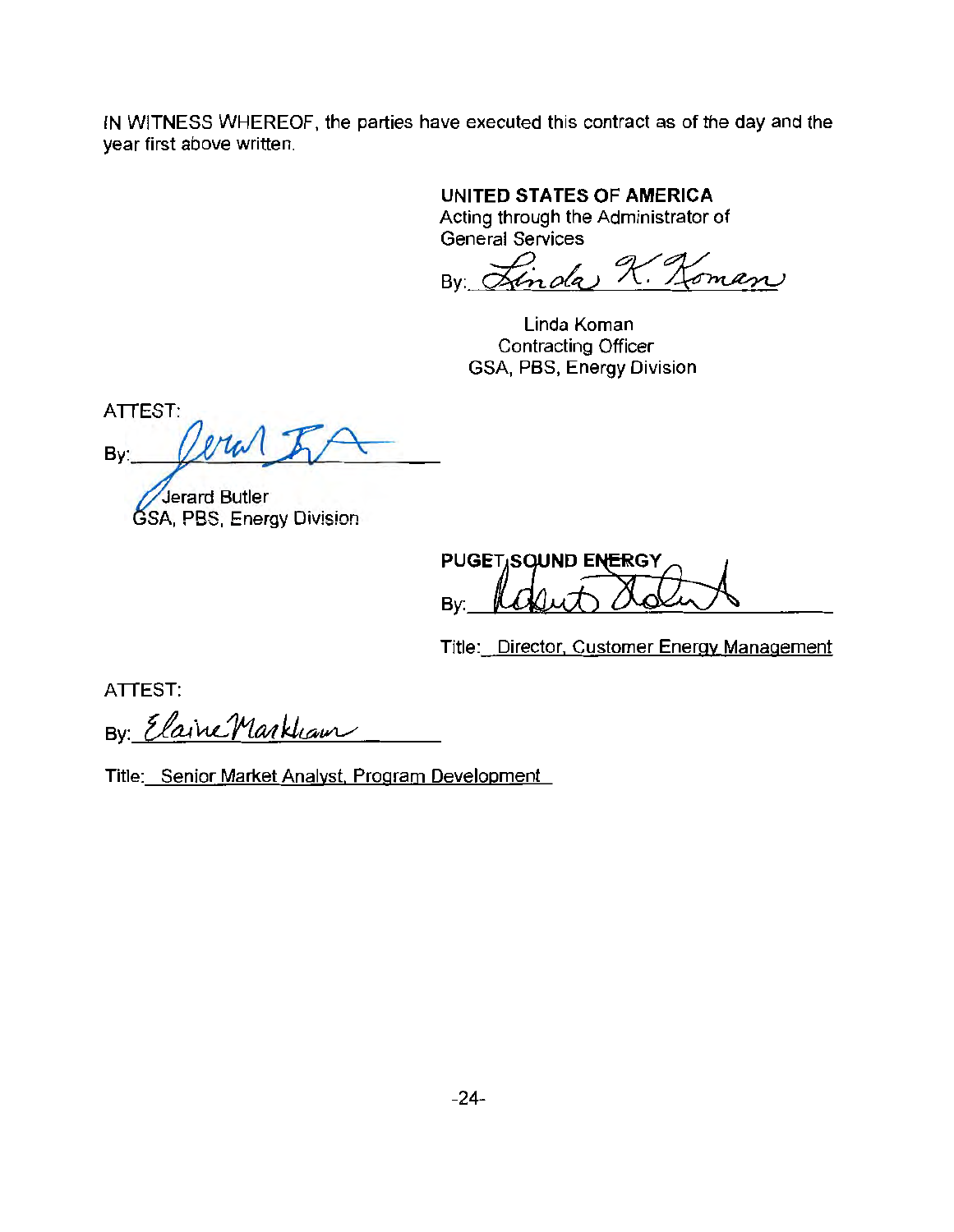IN WITNESS WHEREOF, the parties have executed this contract as of the day and the year first above written.

**UNITED STATES OF AMERICA**
Acting through the Administrator of
General Services

By: Linda K. Koman

Linda Koman
Contracting Officer
GSA, PBS, Energy Division

ATTEST:

By: Jerard Butler

Jerard Butler
GSA, PBS, Energy Division

**PUGET SOUND ENERGY**

By: Robert Solant

Title: Director, Customer Energy Management

ATTEST:

By: Elaine Markham

Title: Senior Market Analyst, Program Development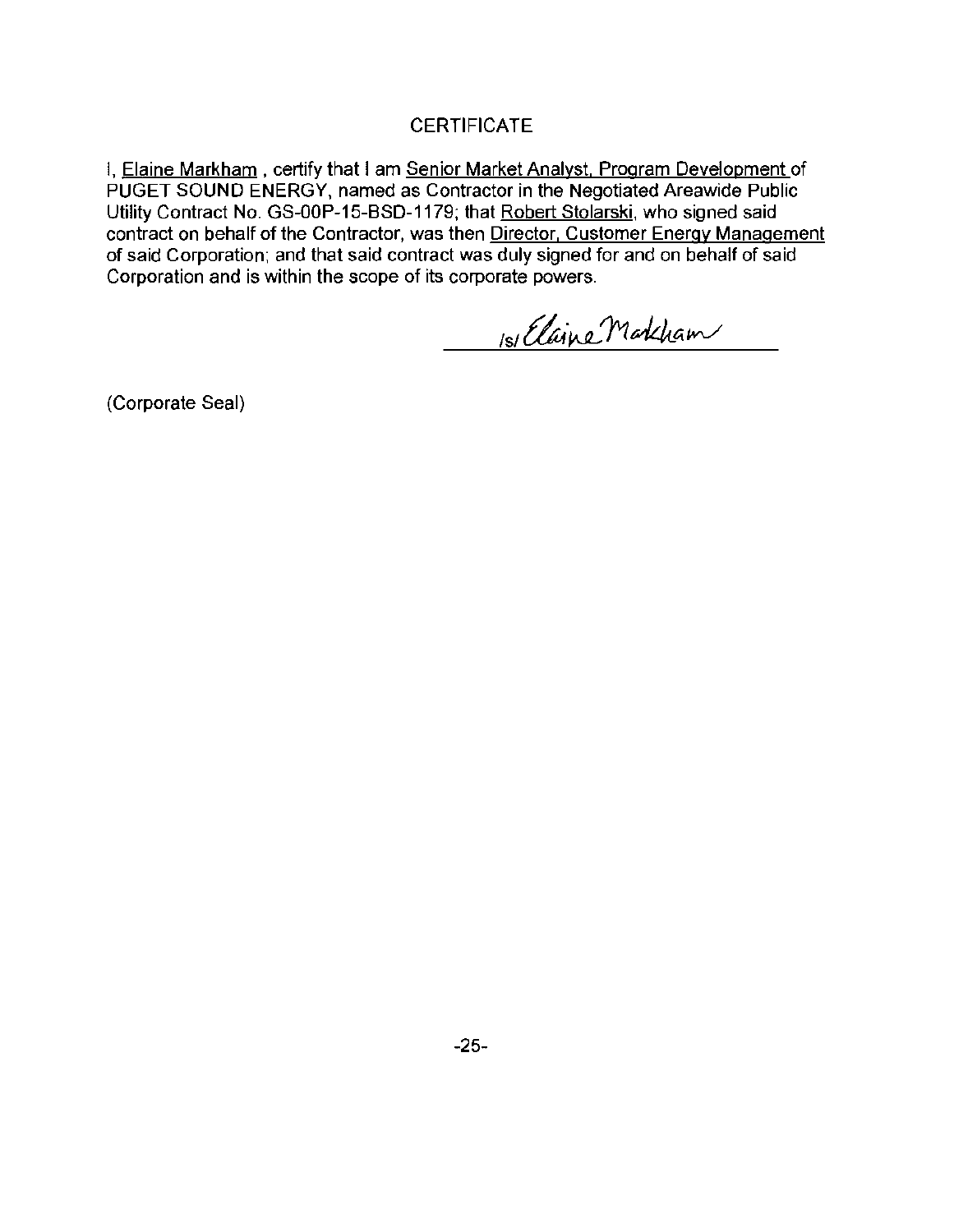# CERTIFICATE

I, Elaine Markham , certify that I am Senior Market Analyst, Program Development of PUGET SOUND ENERGY, named as Contractor in the Negotiated Areawide Public Utility Contract No. GS-00P-15-BSD-1179; that Robert Stolarski, who signed said contract on behalf of the Contractor, was then Director, Customer Energy Management of said Corporation; and that said contract was duly signed for and on behalf of said Corporation and is within the scope of its corporate powers.

/s/ Elaine Markham

(Corporate Seal)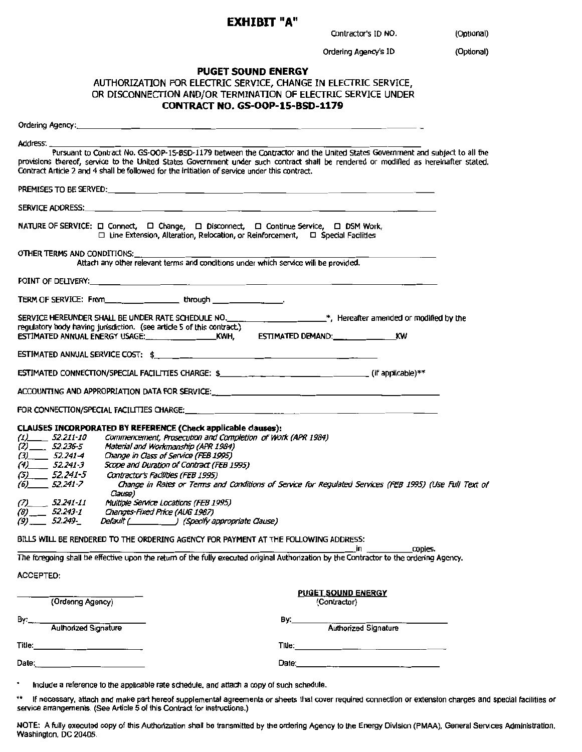# EXHIBIT "A"

Contractor's ID NO. (Optional)

Ordering Agency's ID (Optional)

**PUGET SOUND ENERGY**
AUTHORIZATION FOR ELECTRIC SERVICE, CHANGE IN ELECTRIC SERVICE, OR DISCONNECTION AND/OR TERMINATION OF ELECTRIC SERVICE UNDER
**CONTRACT NO. GS-OOP-15-BSD-1179**

Ordering Agency:_______________________________________________

Address: _______________________________________________

Pursuant to Contract No. GS-OOP-15-BSD-1179 between the Contractor and the United States Government and subject to all the provisions thereof, service to the United States Government under such contract shall be rendered or modified as hereinafter stated. Contract Article 2 and 4 shall be followed for the initiation of service under this contract.

PREMISES TO BE SERVED:_______________________________________________

SERVICE ADDRESS:_______________________________________________

NATURE OF SERVICE: ☐ Connect, ☐ Change, ☐ Disconnect, ☐ Continue Service, ☐ DSM Work, ☐ Line Extension, Alteration, Relocation, or Reinforcement, ☐ Special Facilities

OTHER TERMS AND CONDITIONS:_______________________________________________
Attach any other relevant terms and conditions under which service will be provided.

POINT OF DELIVERY:_______________________________________________

TERM OF SERVICE: From_______________ through _______________.

SERVICE HEREUNDER SHALL BE UNDER RATE SCHEDULE NO.____________________*, Hereafter amended or modified by the regulatory body having jurisdiction. (see article 5 of this contract.)
ESTIMATED ANNUAL ENERGY USAGE:_______________KWH, ESTIMATED DEMAND:_____________KW

ESTIMATED ANNUAL SERVICE COST: $_______________________________________________

ESTIMATED CONNECTION/SPECIAL FACILITIES CHARGE: $______________________________ (if applicable)**

ACCOUNTING AND APPROPRIATION DATA FOR SERVICE:_______________________________________________

FOR CONNECTION/SPECIAL FACILITIES CHARGE:_______________________________________________

**CLAUSES INCORPORATED BY REFERENCE (Check applicable clauses):**

*(1)____ 52.211-10* *Commencement, Prosecution and Completion of Work (APR 1984)*
*(2)____ 52.236-5* *Material and Workmanship (APR 1984)*
*(3)____ 52.241-4* *Change in Class of Service (FEB 1995)*
*(4)____ 52.241-3* *Scope and Duration of Contract (FEB 1995)*
*(5)____ 52.241-5* *Contractor's Facilities (FEB 1995)*
*(6)____ 52.241-7* *Change in Rates or Terms and Conditions of Service for Regulated Services (FEB 1995) (Use Full Text of Clause)*
*(7)____ 52.241-11* *Multiple Service Locations (FEB 1995)*
*(8)____ 52.243-1* *Changes-Fixed Price (AUG 1987)*
*(9)____ 52.249-_* *Default (__________) (Specify appropriate Clause)*

BILLS WILL BE RENDERED TO THE ORDERING AGENCY FOR PAYMENT AT THE FOLLOWING ADDRESS:
_______________________________________________ in __________ copies.
The foregoing shall be effective upon the return of the fully executed original Authorization by the Contractor to the ordering Agency.

ACCEPTED:

| | |
|---|---|
| _____________________ (Ordering Agency) | **PUGET SOUND ENERGY** (Contractor) |
| By:_____________________ Authorized Signature | By:_____________________ Authorized Signature |
| Title:_____________________ | Title:_____________________ |
| Date:_____________________ | Date:_____________________ |

\* Include a reference to the applicable rate schedule, and attach a copy of such schedule.

\*\* If necessary, attach and make part hereof supplemental agreements or sheets that cover required connection or extension charges and special facilities or service arrangements. (See Article 5 of this Contract for instructions.)

NOTE: A fully executed copy of this Authorization shall be transmitted by the ordering Agency to the Energy Division (PMAA), General Services Administration, Washington, DC 20405.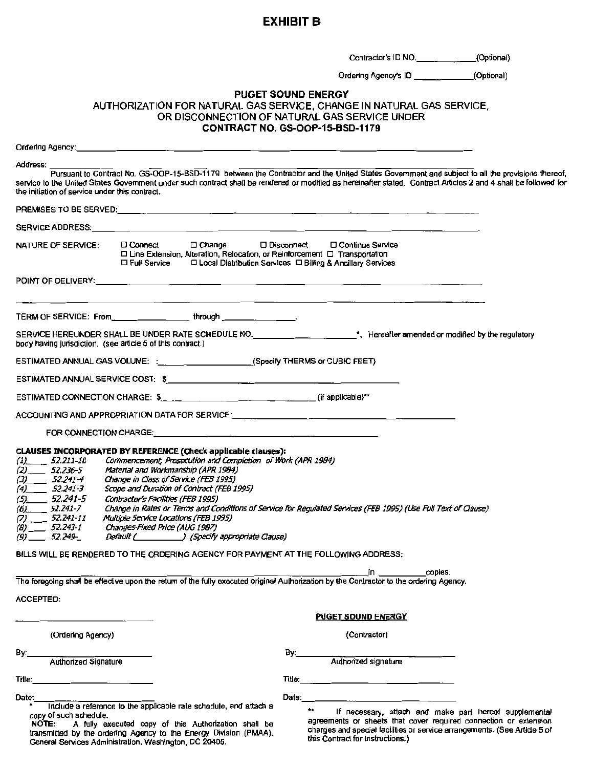# EXHIBIT B

Contractor's ID NO.____________(Optional)

Ordering Agency's ID ____________(Optional)

**PUGET SOUND ENERGY**
AUTHORIZATION FOR NATURAL GAS SERVICE, CHANGE IN NATURAL GAS SERVICE, OR DISCONNECTION OF NATURAL GAS SERVICE UNDER
**CONTRACT NO. GS-OOP-15-BSD-1179**

Ordering Agency:________________________________________________

Address: ________________________________________________

Pursuant to Contract No. GS-OOP-15-BSD-1179 between the Contractor and the United States Government and subject to all the provisions thereof, service to the United States Government under such contract shall be rendered or modified as hereinafter stated. Contract Articles 2 and 4 shall be followed for the initiation of service under this contract.

PREMISES TO BE SERVED:________________________________________________

SERVICE ADDRESS:________________________________________________

NATURE OF SERVICE: ☐ Connect ☐ Change ☐ Disconnect ☐ Continue Service
☐ Line Extension, Alteration, Relocation, or Reinforcement ☐ Transportation
☐ Full Service ☐ Local Distribution Services ☐ Billing & Ancillary Services

POINT OF DELIVERY:________________________________________________

________________________________________________

TERM OF SERVICE: From______________ through ______________.

SERVICE HEREUNDER SHALL BE UNDER RATE SCHEDULE NO.____________________*, Hereafter amended or modified by the regulatory body having jurisdiction. (see article 5 of this contract.)

ESTIMATED ANNUAL GAS VOLUME: :__________________(Specify THERMS or CUBIC FEET)

ESTIMATED ANNUAL SERVICE COST: $________________________________

ESTIMATED CONNECTION CHARGE: $___________________________(if applicable)**

ACCOUNTING AND APPROPRIATION DATA FOR SERVICE:________________________________

FOR CONNECTION CHARGE:________________________________

**CLAUSES INCORPORATED BY REFERENCE (Check applicable clauses):**

*(1)\_\_\_\_ 52.211-10 Commencement, Prosecution and Completion of Work (APR 1984)*
*(2)\_\_\_\_ 52.236-5 Material and Workmanship (APR 1984)*
*(3)\_\_\_\_ 52.241-4 Change in Class of Service (FEB 1995)*
*(4)\_\_\_\_ 52.241-3 Scope and Duration of Contract (FEB 1995)*
*(5)\_\_\_\_ 52.241-5 Contractor's Facilities (FEB 1995)*
*(6)\_\_\_\_ 52.241-7 Change in Rates or Terms and Conditions of Service for Regulated Services (FEB 1995) (Use Full Text of Clause)*
*(7)\_\_\_\_ 52.241-11 Multiple Service Locations (FEB 1995)*
*(8)\_\_\_\_ 52.243-1 Changes-Fixed Price (AUG 1987)*
*(9)\_\_\_\_ 52.249-\_ Default (\_\_\_\_\_\_\_\_\_\_) (Specify appropriate Clause)*

BILLS WILL BE RENDERED TO THE ORDERING AGENCY FOR PAYMENT AT THE FOLLOWING ADDRESS:

________________________________________________in __________copies.

The foregoing shall be effective upon the return of the fully executed original Authorization by the Contractor to the ordering Agency.

ACCEPTED:

| | |
|---|---|
| ______________________ | **PUGET SOUND ENERGY** |
| (Ordering Agency) | (Contractor) |
| By:______________________ | By:______________________ |
| Authorized Signature | Authorized signature |
| Title:______________________ | Title:______________________ |
| Date:______________________ | Date:______________________ |

\* Include a reference to the applicable rate schedule, and attach a copy of such schedule.

**NOTE:** A fully executed copy of this Authorization shall be transmitted by the ordering Agency to the Energy Division (PMAA), General Services Administration, Washington, DC 20405.

\*\* If necessary, attach and make part hereof supplemental agreements or sheets that cover required connection or extension charges and special facilities or service arrangements. (See Article 5 of this Contract for instructions.)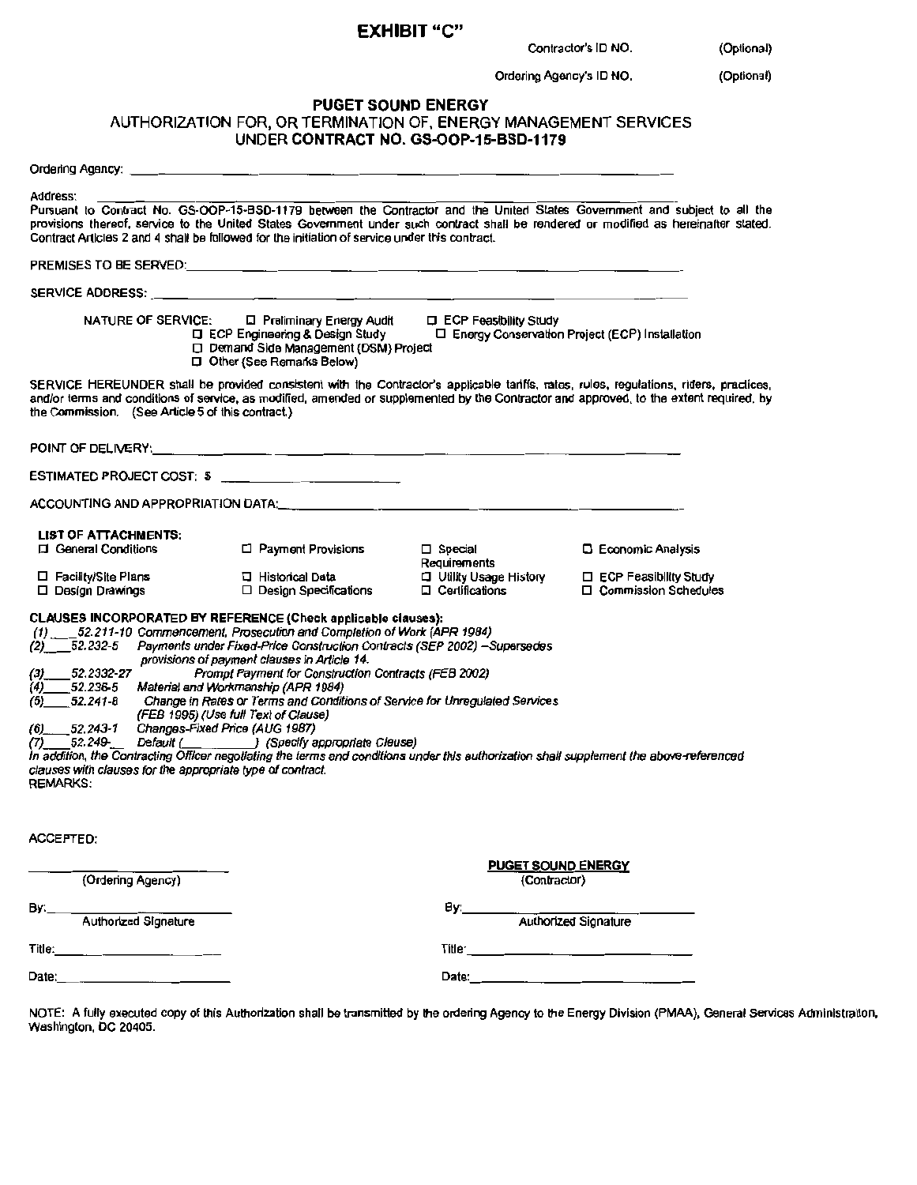# EXHIBIT "C"

Contractor's ID NO. (Optional)

Ordering Agency's ID NO. (Optional)

## PUGET SOUND ENERGY

### AUTHORIZATION FOR, OR TERMINATION OF, ENERGY MANAGEMENT SERVICES UNDER CONTRACT NO. GS-OOP-15-BSD-1179

Ordering Agency: ______________________________

Address: ______________________________

Pursuant to Contract No. GS-OOP-15-BSD-1179 between the Contractor and the United States Government and subject to all the provisions thereof, service to the United States Government under such contract shall be rendered or modified as hereinafter stated. Contract Articles 2 and 4 shall be followed for the initiation of service under this contract.

PREMISES TO BE SERVED: ______________________________

SERVICE ADDRESS: ______________________________

NATURE OF SERVICE:
- ☐ Preliminary Energy Audit
- ☐ ECP Feasibility Study
- ☐ ECP Engineering & Design Study
- ☐ Energy Conservation Project (ECP) Installation
- ☐ Demand Side Management (DSM) Project
- ☐ Other (See Remarks Below)

SERVICE HEREUNDER shall be provided consistent with the Contractor's applicable tariffs, rates, rules, regulations, riders, practices, and/or terms and conditions of service, as modified, amended or supplemented by the Contractor and approved, to the extent required, by the Commission. (See Article 5 of this contract.)

POINT OF DELIVERY: ______________________________

ESTIMATED PROJECT COST: $ ______________

ACCOUNTING AND APPROPRIATION DATA: ______________________________

**LIST OF ATTACHMENTS:**

| | | | |
|---|---|---|---|
| ☐ General Conditions | ☐ Payment Provisions | ☐ Special Requirements | ☐ Economic Analysis |
| ☐ Facility/Site Plans | ☐ Historical Data | ☐ Utility Usage History | ☐ ECP Feasibility Study |
| ☐ Design Drawings | ☐ Design Specifications | ☐ Certifications | ☐ Commission Schedules |

**CLAUSES INCORPORATED BY REFERENCE (Check applicable clauses):**

*(1) ____52.211-10 Commencement, Prosecution and Completion of Work (APR 1984)*
*(2) ____52.232-5 Payments under Fixed-Price Construction Contracts (SEP 2002) –Supersedes provisions of payment clauses in Article 14.*
*(3) ____52.2332-27 Prompt Payment for Construction Contracts (FEB 2002)*
*(4) ____52.236-5 Material and Workmanship (APR 1984)*
*(5) ____52.241-8 Change in Rates or Terms and Conditions of Service for Unregulated Services (FEB 1995) (Use full Text of Clause)*
*(6) ____52.243-1 Changes-Fixed Price (AUG 1987)*
*(7) ____52.249-__ Default (__________) (Specify appropriate Clause)*

*In addition, the Contracting Officer negotiating the terms and conditions under this authorization shall supplement the above-referenced clauses with clauses for the appropriate type of contract.*

REMARKS:

ACCEPTED:

| | |
|---|---|
| ______________________ (Ordering Agency) | **PUGET SOUND ENERGY** (Contractor) |
| By: ______________________ Authorized Signature | By: ______________________ Authorized Signature |
| Title: ______________________ | Title: ______________________ |
| Date: ______________________ | Date: ______________________ |

NOTE: A fully executed copy of this Authorization shall be transmitted by the ordering Agency to the Energy Division (PMAA), General Services Administration, Washington, DC 20405.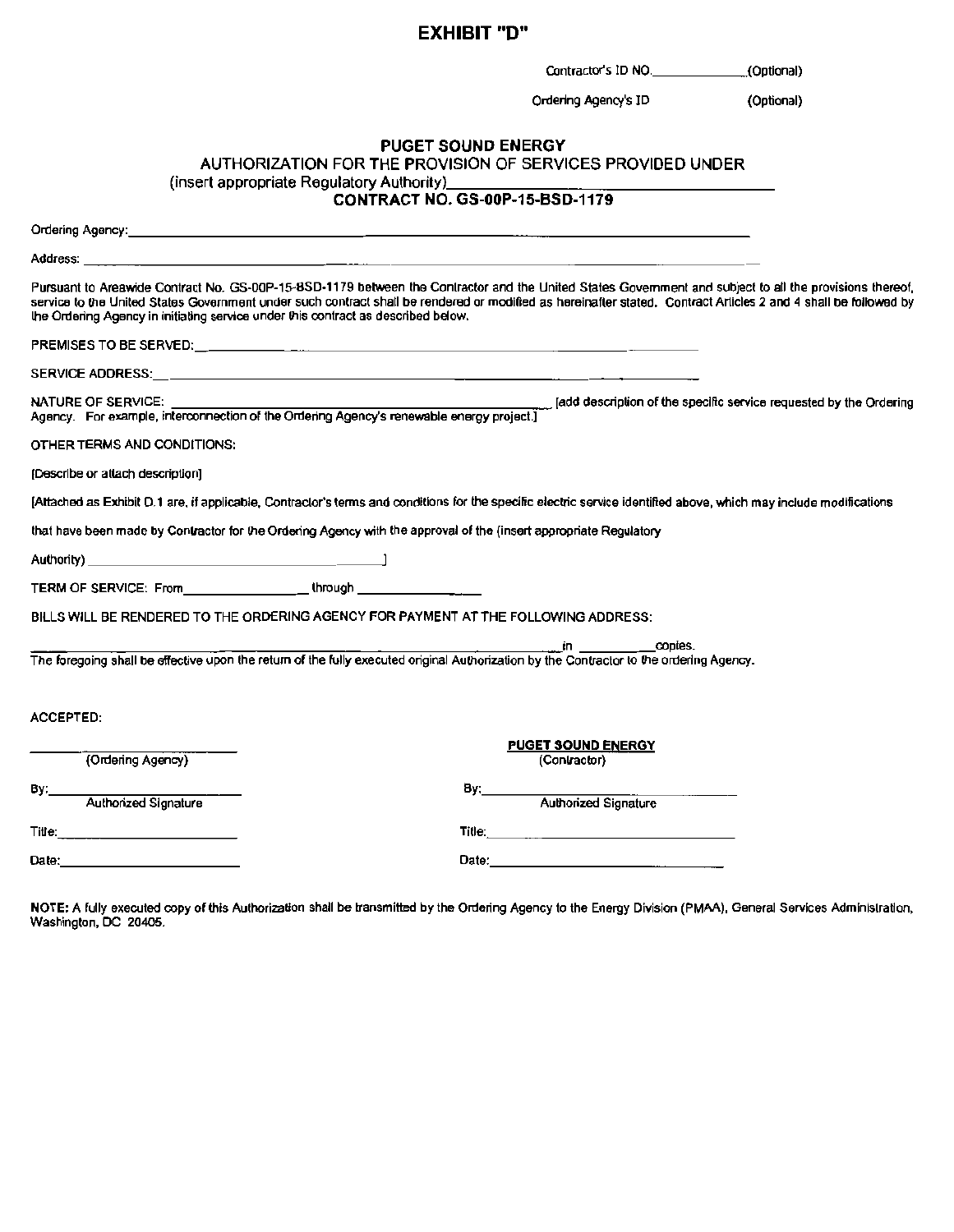# EXHIBIT "D"

Contractor's ID NO.____________(Optional)

Ordering Agency's ID (Optional)

**PUGET SOUND ENERGY**
AUTHORIZATION FOR THE PROVISION OF SERVICES PROVIDED UNDER
(insert appropriate Regulatory Authority)________________________________
**CONTRACT NO. GS-00P-15-BSD-1179**

Ordering Agency:________________________________________________________________

Address: ________________________________________________________________

Pursuant to Areawide Contract No. GS-00P-15-BSD-1179 between the Contractor and the United States Government and subject to all the provisions thereof, service to the United States Government under such contract shall be rendered or modified as hereinafter stated. Contract Articles 2 and 4 shall be followed by the Ordering Agency in initiating service under this contract as described below.

PREMISES TO BE SERVED:________________________________________________

SERVICE ADDRESS:________________________________________________

NATURE OF SERVICE: ________________________________________ [add description of the specific service requested by the Ordering Agency. For example, interconnection of the Ordering Agency's renewable energy project.]

OTHER TERMS AND CONDITIONS:

[Describe or attach description]

[Attached as Exhibit D.1 are, if applicable, Contractor's terms and conditions for the specific electric service identified above, which may include modifications that have been made by Contractor for the Ordering Agency with the approval of the (insert appropriate Regulatory Authority) ________________________________]

TERM OF SERVICE: From______________ through ______________

BILLS WILL BE RENDERED TO THE ORDERING AGENCY FOR PAYMENT AT THE FOLLOWING ADDRESS:

________________________________________________ in ________copies.
The foregoing shall be effective upon the return of the fully executed original Authorization by the Contractor to the ordering Agency.

ACCEPTED:

| | |
|---|---|
| ______________________ (Ordering Agency) | **PUGET SOUND ENERGY** (Contractor) |
| By:______________________ Authorized Signature | By:______________________ Authorized Signature |
| Title:______________________ | Title:______________________ |
| Date:______________________ | Date:______________________ |

**NOTE:** A fully executed copy of this Authorization shall be transmitted by the Ordering Agency to the Energy Division (PMAA), General Services Administration, Washington, DC 20405.